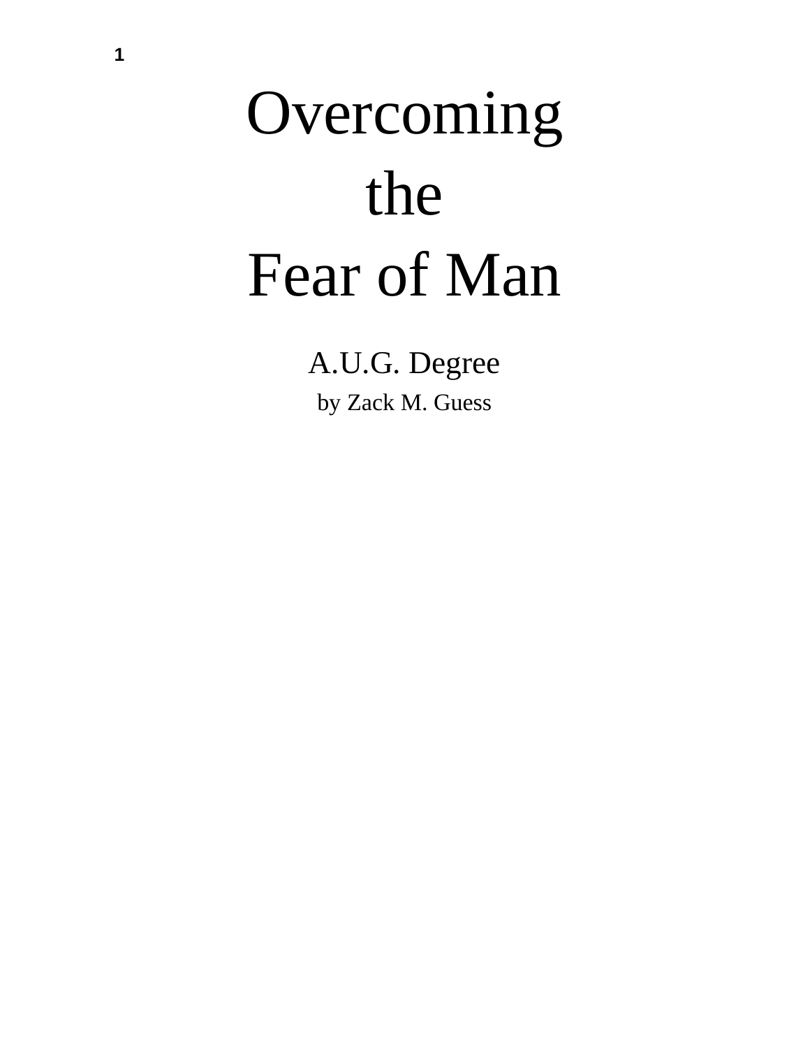# Overcoming the Fear of Man

A.U.G. Degree

by Zack M. Guess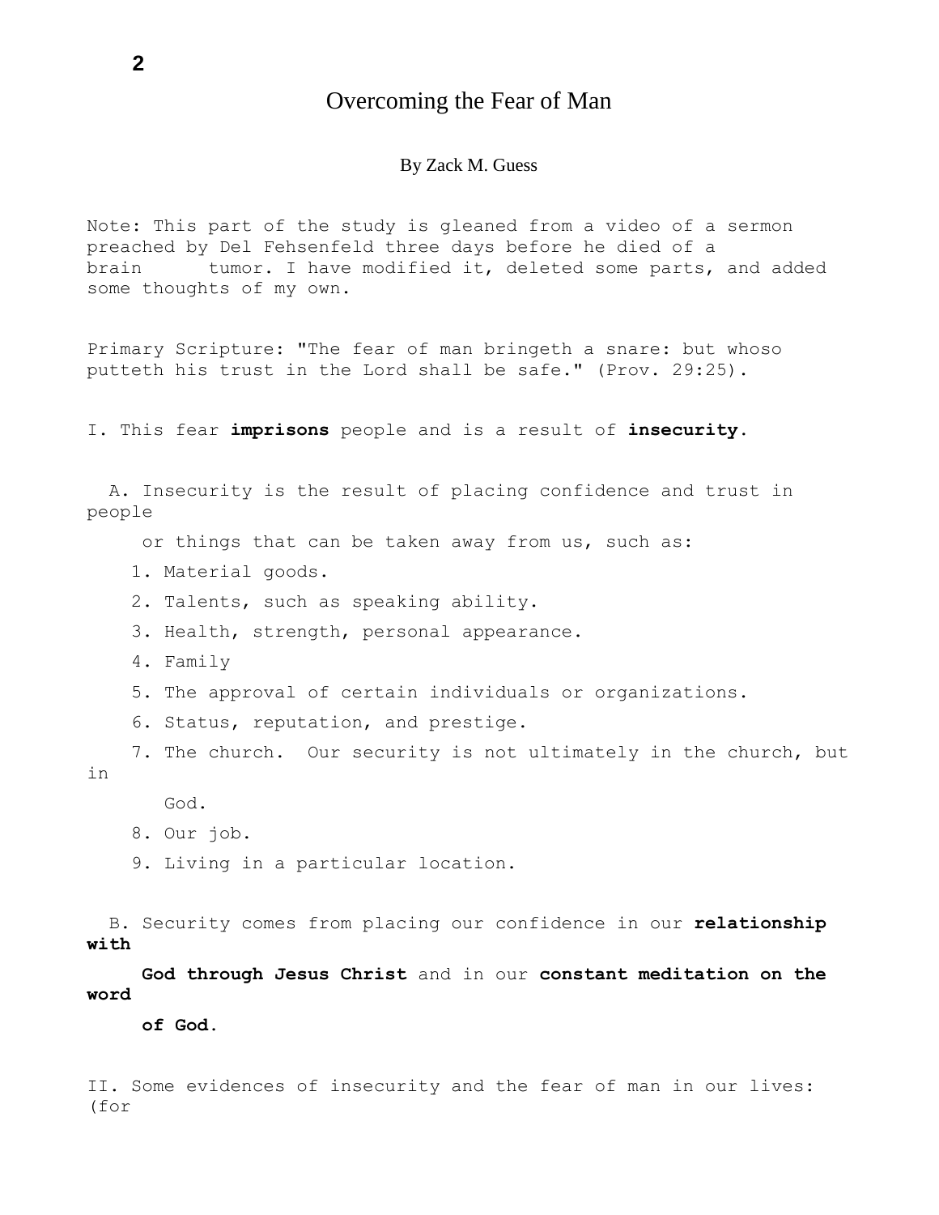# Overcoming the Fear of Man

By Zack M. Guess

Note: This part of the study is gleaned from a video of a sermon preached by Del Fehsenfeld three days before he died of a brain tumor. I have modified it, deleted some parts, and added some thoughts of my own.

Primary Scripture: "The fear of man bringeth a snare: but whoso putteth his trust in the Lord shall be safe." (Prov. 29:25).

I. This fear **imprisons** people and is a result of **insecurity**.

A. Insecurity is the result of placing confidence and trust in people or things that can be taken away from us, such as:

1. Material goods.
2. Talents, such as speaking ability.
3. Health, strength, personal appearance.
4. Family
5. The approval of certain individuals or organizations.
6. Status, reputation, and prestige.
7. The church. Our security is not ultimately in the church, but in God.
8. Our job.
9. Living in a particular location.

B. Security comes from placing our confidence in our **relationship with God through Jesus Christ** and in our **constant meditation on the word of God**.

II. Some evidences of insecurity and the fear of man in our lives: (for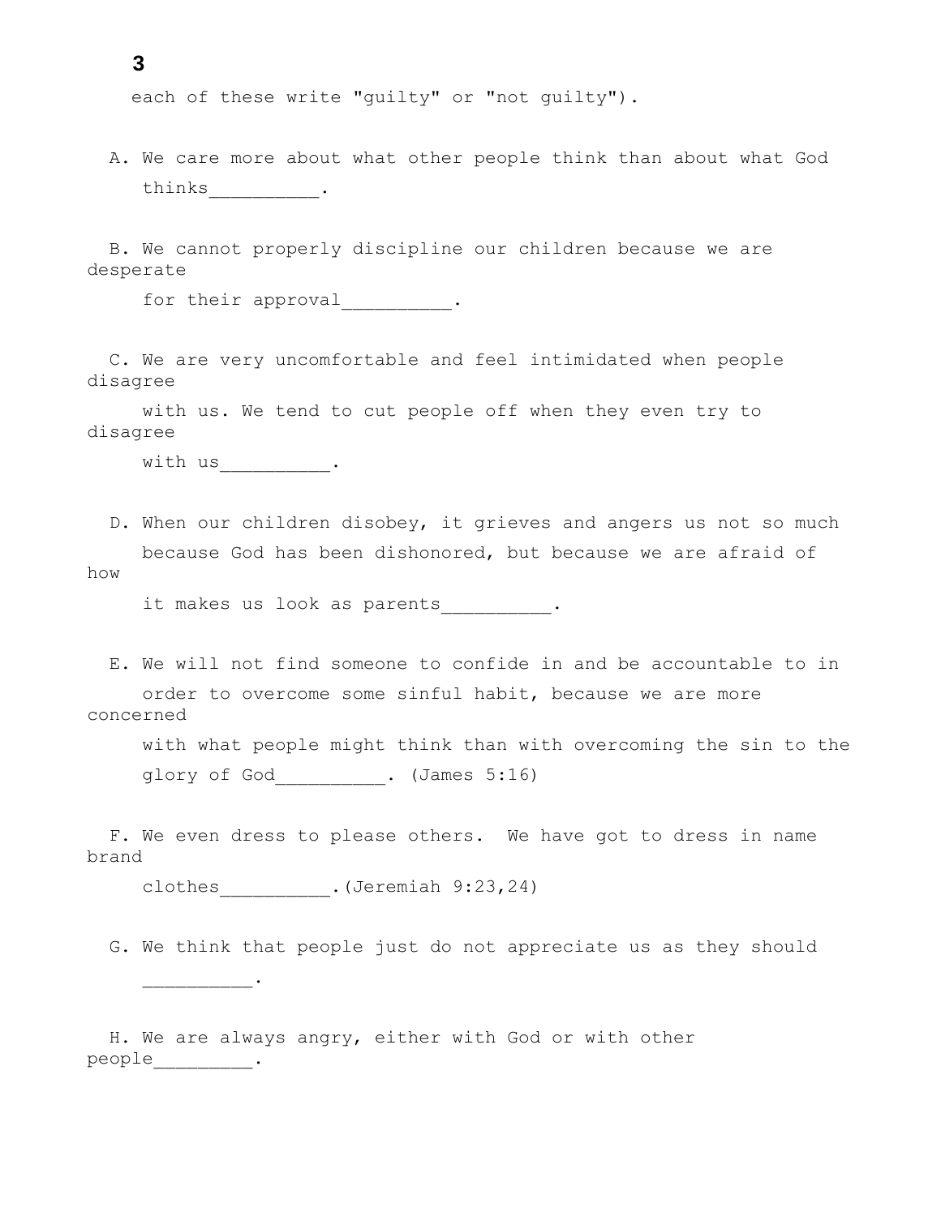each of these write "guilty" or "not guilty").

A. We care more about what other people think than about what God thinks__________.

B. We cannot properly discipline our children because we are desperate for their approval__________.

C. We are very uncomfortable and feel intimidated when people disagree with us. We tend to cut people off when they even try to disagree with us__________.

D. When our children disobey, it grieves and angers us not so much because God has been dishonored, but because we are afraid of how it makes us look as parents__________.

E. We will not find someone to confide in and be accountable to in order to overcome some sinful habit, because we are more concerned with what people might think than with overcoming the sin to the glory of God__________. (James 5:16)

F. We even dress to please others. We have got to dress in name brand clothes__________.(Jeremiah 9:23,24)

G. We think that people just do not appreciate us as they should __________.

H. We are always angry, either with God or with other people_________.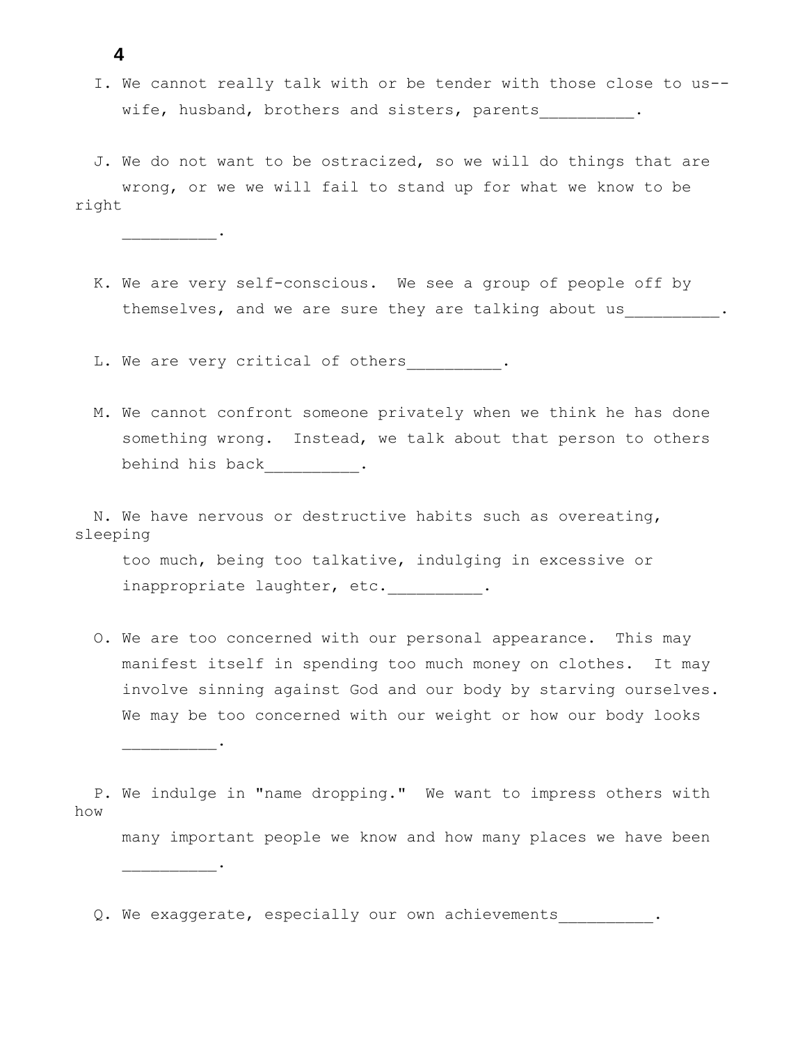I. We cannot really talk with or be tender with those close to us--wife, husband, brothers and sisters, parents__________.

J. We do not want to be ostracized, so we will do things that are wrong, or we we will fail to stand up for what we know to be right __________.

K. We are very self-conscious. We see a group of people off by themselves, and we are sure they are talking about us__________.

L. We are very critical of others__________.

M. We cannot confront someone privately when we think he has done something wrong. Instead, we talk about that person to others behind his back__________.

N. We have nervous or destructive habits such as overeating, sleeping too much, being too talkative, indulging in excessive or inappropriate laughter, etc.__________.

O. We are too concerned with our personal appearance. This may manifest itself in spending too much money on clothes. It may involve sinning against God and our body by starving ourselves. We may be too concerned with our weight or how our body looks __________.

P. We indulge in "name dropping." We want to impress others with how many important people we know and how many places we have been __________.

Q. We exaggerate, especially our own achievements__________.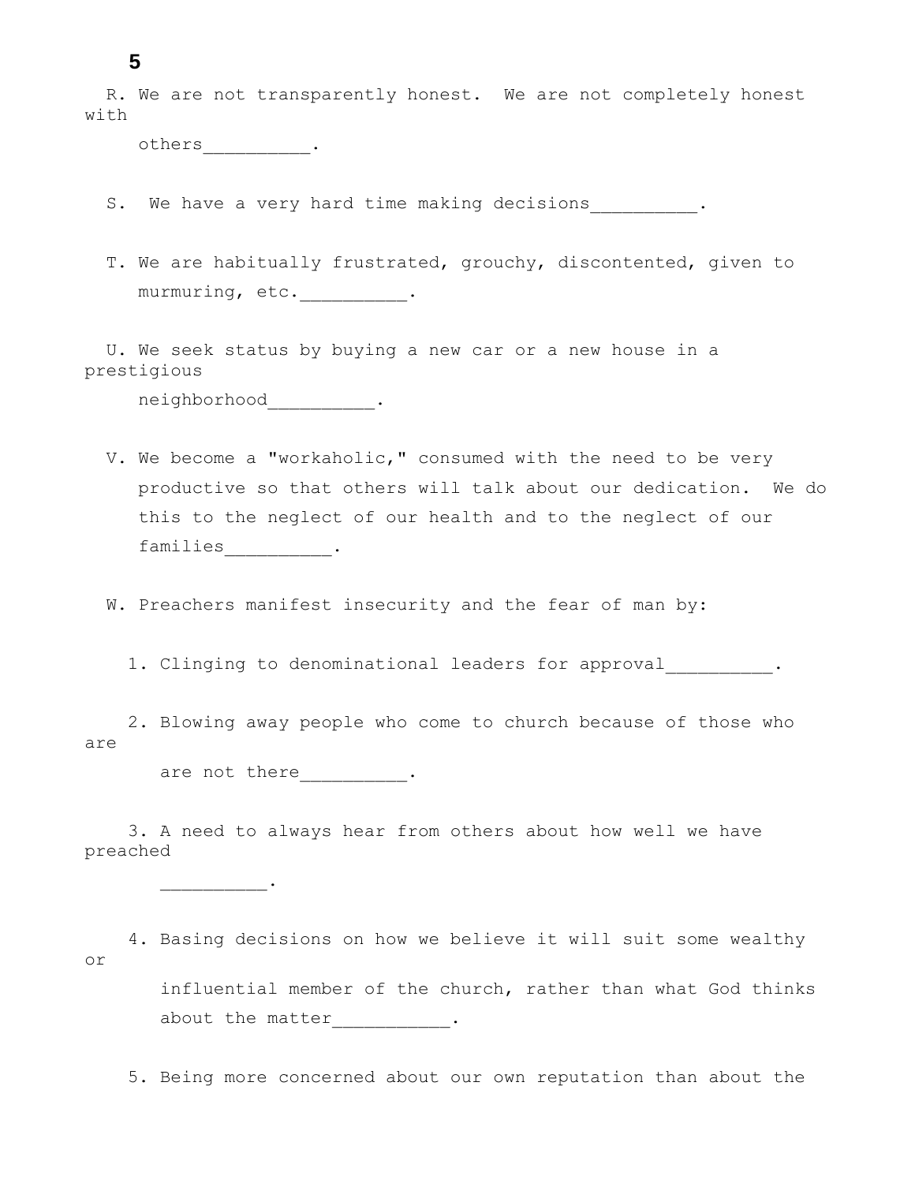R. We are not transparently honest. We are not completely honest with others__________.

S. We have a very hard time making decisions__________.

T. We are habitually frustrated, grouchy, discontented, given to murmuring, etc.__________.

U. We seek status by buying a new car or a new house in a prestigious neighborhood__________.

V. We become a "workaholic," consumed with the need to be very productive so that others will talk about our dedication. We do this to the neglect of our health and to the neglect of our families__________.

W. Preachers manifest insecurity and the fear of man by:

1. Clinging to denominational leaders for approval__________.

2. Blowing away people who come to church because of those who are are not there__________.

3. A need to always hear from others about how well we have preached __________.

4. Basing decisions on how we believe it will suit some wealthy or influential member of the church, rather than what God thinks about the matter___________.

5. Being more concerned about our own reputation than about the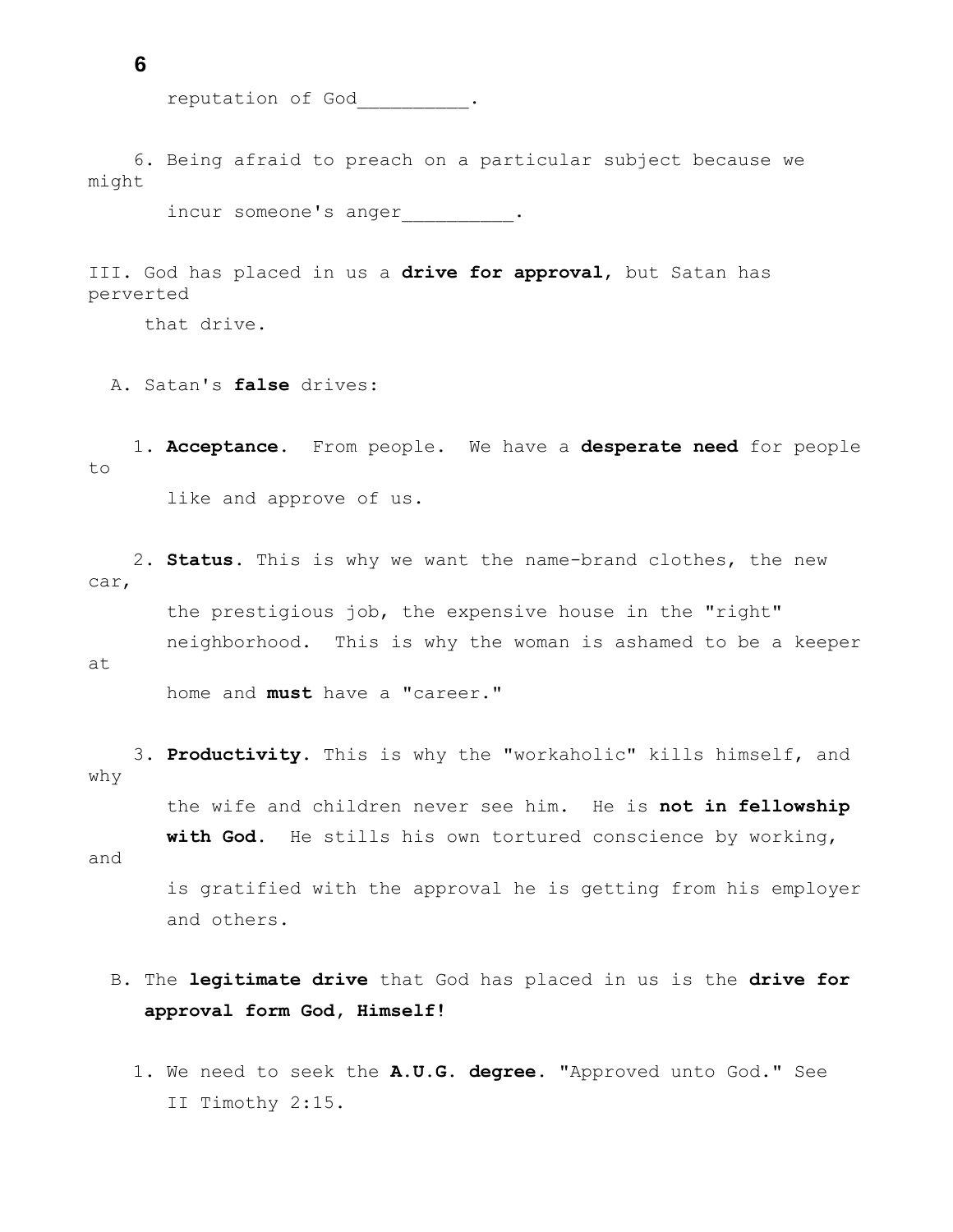reputation of God_________.

6. Being afraid to preach on a particular subject because we might incur someone's anger_________.

III. God has placed in us a **drive for approval**, but Satan has perverted that drive.

A. Satan's **false** drives:

1. **Acceptance**. From people. We have a **desperate need** for people to like and approve of us.

2. **Status**. This is why we want the name-brand clothes, the new car, the prestigious job, the expensive house in the "right" neighborhood. This is why the woman is ashamed to be a keeper at home and **must** have a "career."

3. **Productivity**. This is why the "workaholic" kills himself, and why the wife and children never see him. He is **not in fellowship with God**. He stills his own tortured conscience by working, and is gratified with the approval he is getting from his employer and others.

B. The **legitimate drive** that God has placed in us is the **drive for approval form God, Himself!**

1. We need to seek the **A.U.G. degree**. "Approved unto God." See II Timothy 2:15.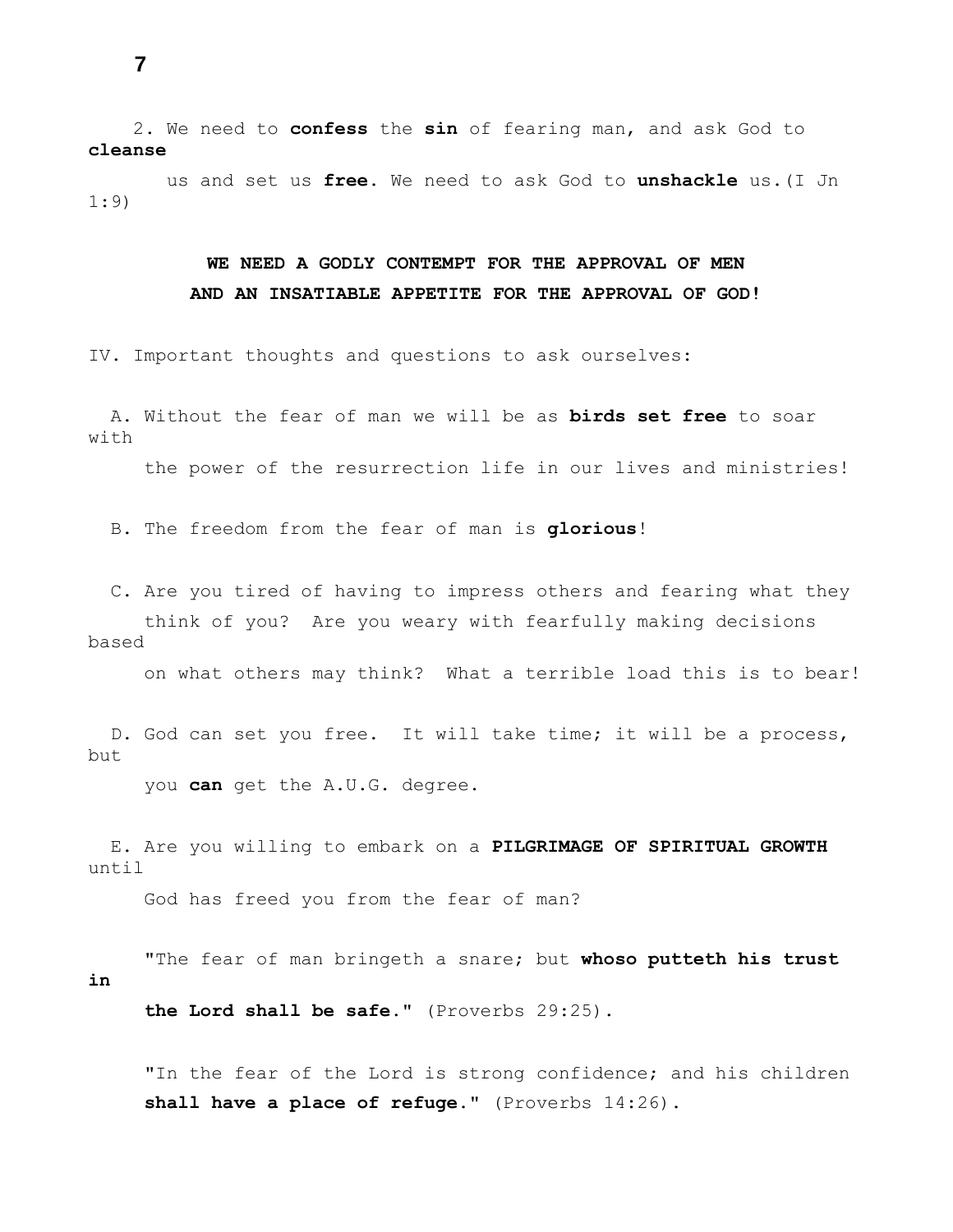2. We need to **confess** the **sin** of fearing man, and ask God to **cleanse** us and set us **free**. We need to ask God to **unshackle** us.(I Jn 1:9)

**WE NEED A GODLY CONTEMPT FOR THE APPROVAL OF MEN**
**AND AN INSATIABLE APPETITE FOR THE APPROVAL OF GOD!**

IV. Important thoughts and questions to ask ourselves:

A. Without the fear of man we will be as **birds set free** to soar with the power of the resurrection life in our lives and ministries!

B. The freedom from the fear of man is **glorious**!

C. Are you tired of having to impress others and fearing what they think of you? Are you weary with fearfully making decisions based on what others may think? What a terrible load this is to bear!

D. God can set you free. It will take time; it will be a process, but you **can** get the A.U.G. degree.

E. Are you willing to embark on a **PILGRIMAGE OF SPIRITUAL GROWTH** until God has freed you from the fear of man?

"The fear of man bringeth a snare; but **whoso putteth his trust in the Lord shall be safe.**" (Proverbs 29:25).

"In the fear of the Lord is strong confidence; and his children **shall have a place of refuge.**" (Proverbs 14:26).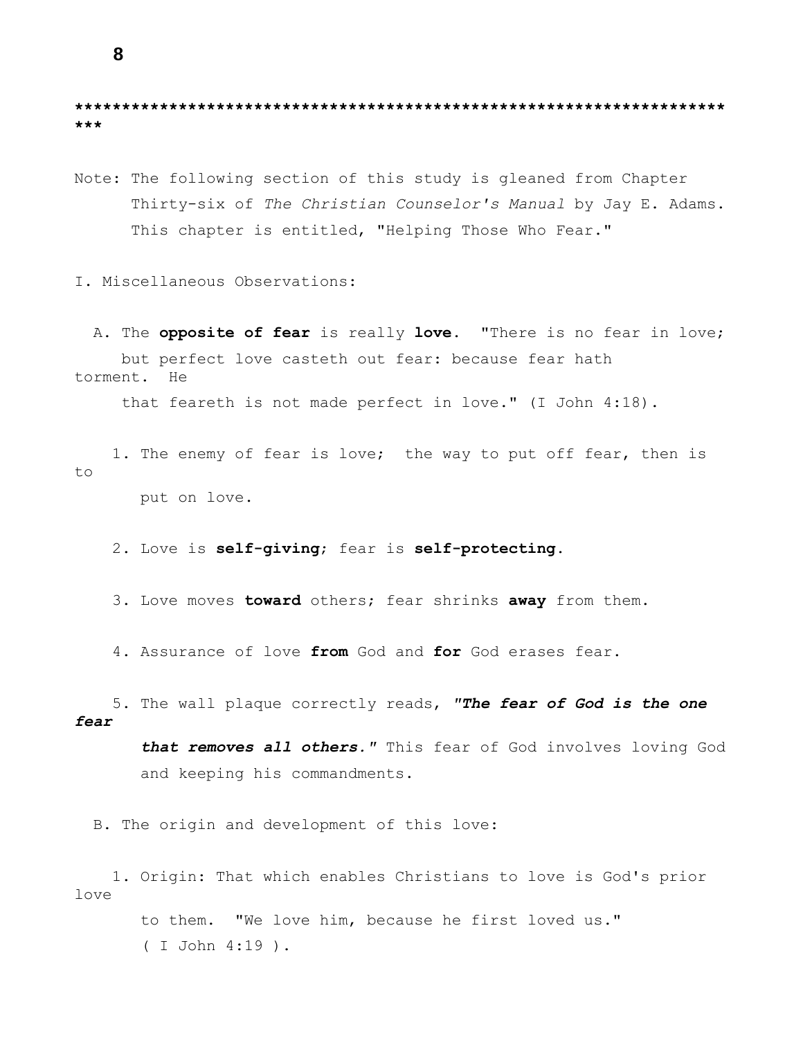***********************************************************************

Note: The following section of this study is gleaned from Chapter Thirty-six of *The Christian Counselor's Manual* by Jay E. Adams. This chapter is entitled, "Helping Those Who Fear."

I. Miscellaneous Observations:

A. The **opposite of fear** is really **love**. "There is no fear in love; but perfect love casteth out fear: because fear hath torment. He that feareth is not made perfect in love." (I John 4:18).

1. The enemy of fear is love; the way to put off fear, then is to put on love.

2. Love is **self-giving**; fear is **self-protecting**.

3. Love moves **toward** others; fear shrinks **away** from them.

4. Assurance of love **from** God and **for** God erases fear.

5. The wall plaque correctly reads, ***"The fear of God is the one fear that removes all others."*** This fear of God involves loving God and keeping his commandments.

B. The origin and development of this love:

1. Origin: That which enables Christians to love is God's prior love to them. "We love him, because he first loved us." ( I John 4:19 ).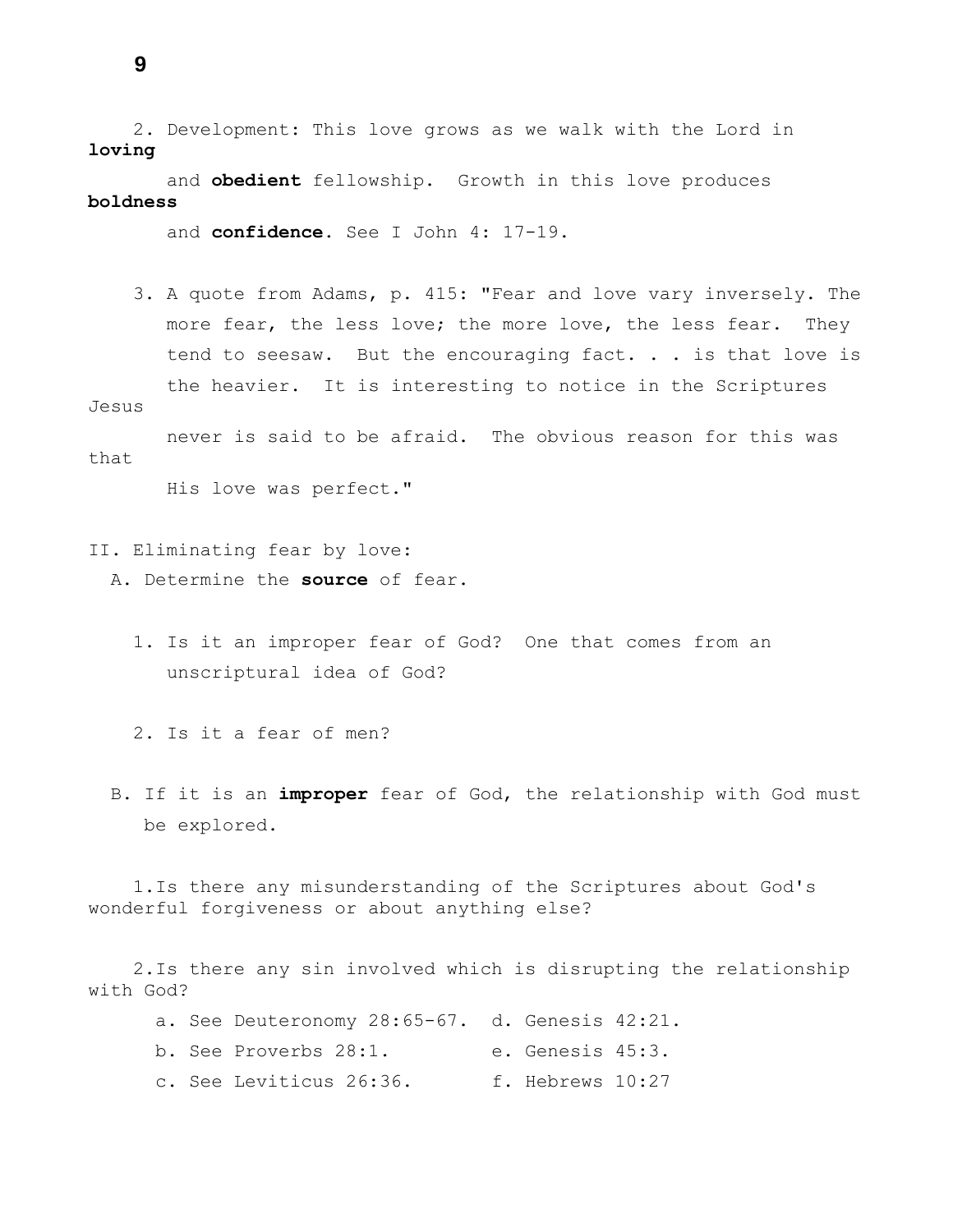2. Development: This love grows as we walk with the Lord in **loving** and **obedient** fellowship. Growth in this love produces **boldness** and **confidence**. See I John 4: 17-19.

3. A quote from Adams, p. 415: "Fear and love vary inversely. The more fear, the less love; the more love, the less fear. They tend to seesaw. But the encouraging fact. . . is that love is the heavier. It is interesting to notice in the Scriptures Jesus never is said to be afraid. The obvious reason for this was that His love was perfect."

II. Eliminating fear by love:

A. Determine the **source** of fear.

1. Is it an improper fear of God? One that comes from an unscriptural idea of God?

2. Is it a fear of men?

B. If it is an **improper** fear of God, the relationship with God must be explored.

1. Is there any misunderstanding of the Scriptures about God's wonderful forgiveness or about anything else?

2. Is there any sin involved which is disrupting the relationship with God?

a. See Deuteronomy 28:65-67.

b. See Proverbs 28:1.

c. See Leviticus 26:36.

d. Genesis 42:21.

e. Genesis 45:3.

f. Hebrews 10:27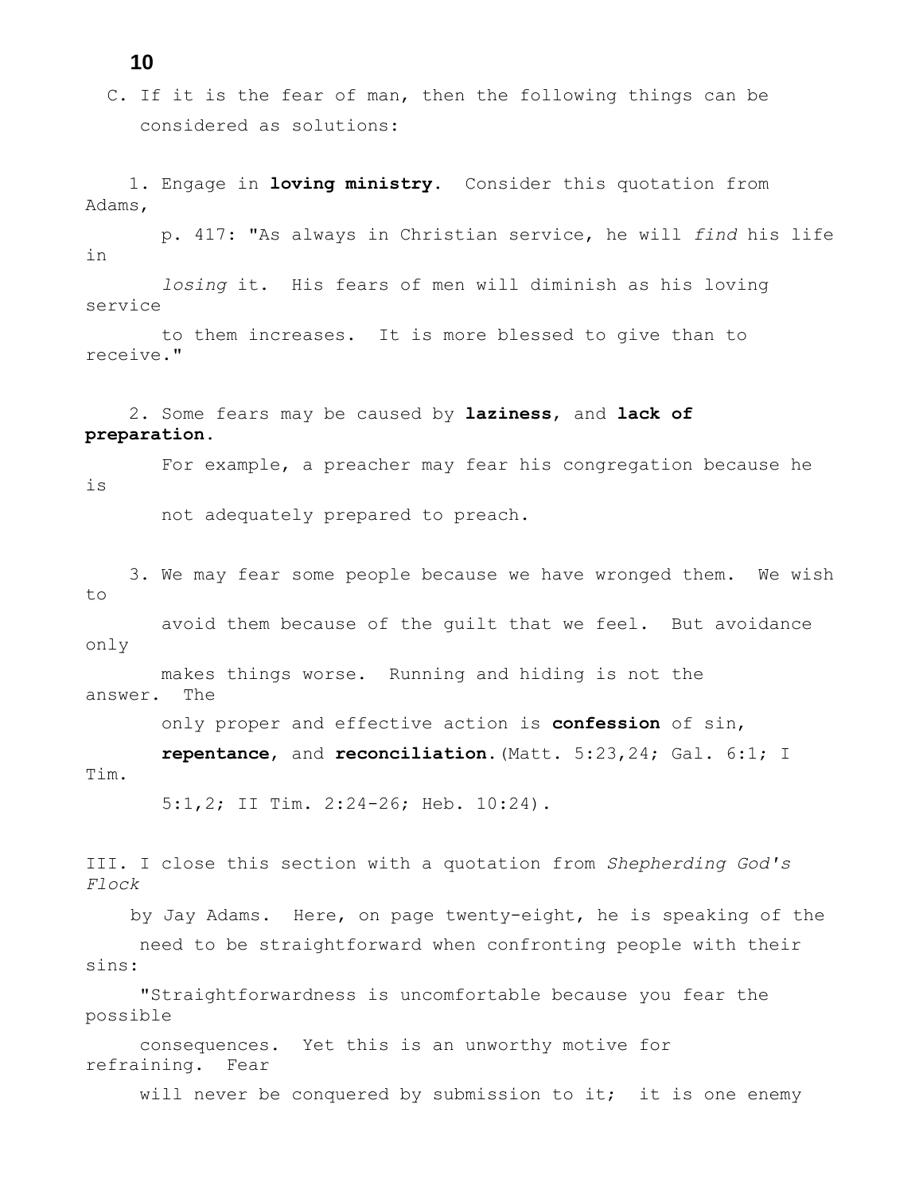C. If it is the fear of man, then the following things can be considered as solutions:

1. Engage in **loving ministry**. Consider this quotation from Adams, p. 417: "As always in Christian service, he will *find* his life in *losing* it. His fears of men will diminish as his loving service to them increases. It is more blessed to give than to receive."

2. Some fears may be caused by **laziness**, and **lack of preparation**. For example, a preacher may fear his congregation because he is not adequately prepared to preach.

3. We may fear some people because we have wronged them. We wish to avoid them because of the guilt that we feel. But avoidance only makes things worse. Running and hiding is not the answer. The only proper and effective action is **confession** of sin, **repentance**, and **reconciliation**.(Matt. 5:23,24; Gal. 6:1; I Tim. 5:1,2; II Tim. 2:24-26; Heb. 10:24).

III. I close this section with a quotation from *Shepherding God's Flock* by Jay Adams. Here, on page twenty-eight, he is speaking of the need to be straightforward when confronting people with their sins:

"Straightforwardness is uncomfortable because you fear the possible consequences. Yet this is an unworthy motive for refraining. Fear will never be conquered by submission to it; it is one enemy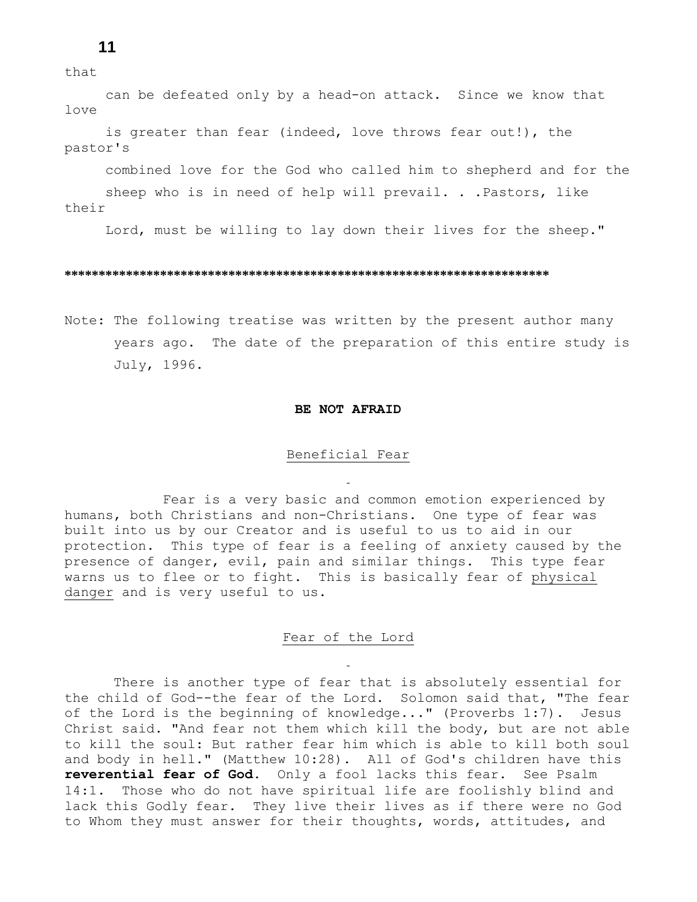that can be defeated only by a head-on attack. Since we know that love is greater than fear (indeed, love throws fear out!), the pastor's combined love for the God who called him to shepherd and for the sheep who is in need of help will prevail. . .Pastors, like their Lord, must be willing to lay down their lives for the sheep."

**********************************************************************

Note: The following treatise was written by the present author many years ago. The date of the preparation of this entire study is July, 1996.

## BE NOT AFRAID

### Beneficial Fear

Fear is a very basic and common emotion experienced by humans, both Christians and non-Christians. One type of fear was built into us by our Creator and is useful to us to aid in our protection. This type of fear is a feeling of anxiety caused by the presence of danger, evil, pain and similar things. This type fear warns us to flee or to fight. This is basically fear of physical danger and is very useful to us.

### Fear of the Lord

There is another type of fear that is absolutely essential for the child of God--the fear of the Lord. Solomon said that, "The fear of the Lord is the beginning of knowledge..." (Proverbs 1:7). Jesus Christ said. "And fear not them which kill the body, but are not able to kill the soul: But rather fear him which is able to kill both soul and body in hell." (Matthew 10:28). All of God's children have this **reverential fear of God**. Only a fool lacks this fear. See Psalm 14:1. Those who do not have spiritual life are foolishly blind and lack this Godly fear. They live their lives as if there were no God to Whom they must answer for their thoughts, words, attitudes, and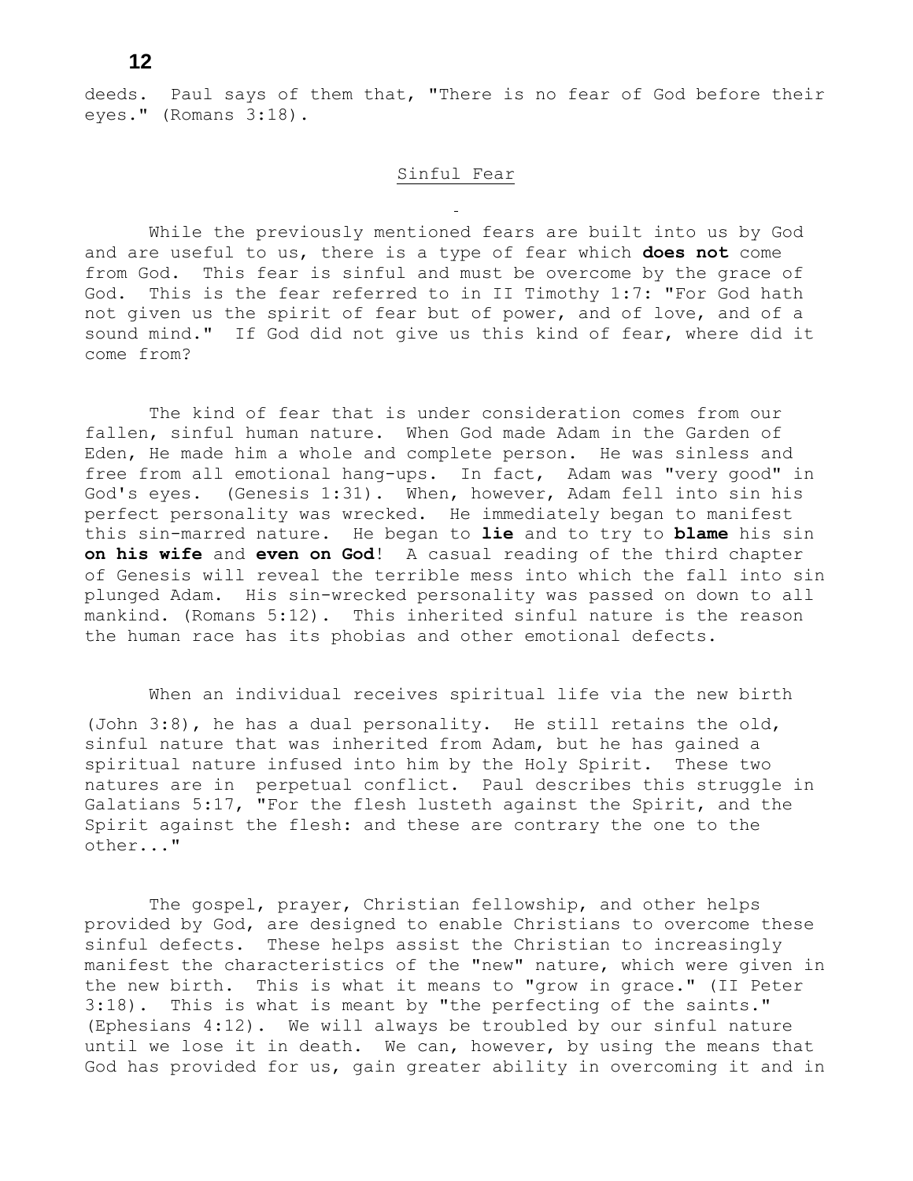deeds. Paul says of them that, "There is no fear of God before their eyes." (Romans 3:18).

## Sinful Fear

While the previously mentioned fears are built into us by God and are useful to us, there is a type of fear which **does not** come from God. This fear is sinful and must be overcome by the grace of God. This is the fear referred to in II Timothy 1:7: "For God hath not given us the spirit of fear but of power, and of love, and of a sound mind." If God did not give us this kind of fear, where did it come from?

The kind of fear that is under consideration comes from our fallen, sinful human nature. When God made Adam in the Garden of Eden, He made him a whole and complete person. He was sinless and free from all emotional hang-ups. In fact, Adam was "very good" in God's eyes. (Genesis 1:31). When, however, Adam fell into sin his perfect personality was wrecked. He immediately began to manifest this sin-marred nature. He began to **lie** and to try to **blame** his sin **on his wife** and **even on God**! A casual reading of the third chapter of Genesis will reveal the terrible mess into which the fall into sin plunged Adam. His sin-wrecked personality was passed on down to all mankind. (Romans 5:12). This inherited sinful nature is the reason the human race has its phobias and other emotional defects.

When an individual receives spiritual life via the new birth (John 3:8), he has a dual personality. He still retains the old, sinful nature that was inherited from Adam, but he has gained a spiritual nature infused into him by the Holy Spirit. These two natures are in perpetual conflict. Paul describes this struggle in Galatians 5:17, "For the flesh lusteth against the Spirit, and the Spirit against the flesh: and these are contrary the one to the other..."

The gospel, prayer, Christian fellowship, and other helps provided by God, are designed to enable Christians to overcome these sinful defects. These helps assist the Christian to increasingly manifest the characteristics of the "new" nature, which were given in the new birth. This is what it means to "grow in grace." (II Peter 3:18). This is what is meant by "the perfecting of the saints." (Ephesians 4:12). We will always be troubled by our sinful nature until we lose it in death. We can, however, by using the means that God has provided for us, gain greater ability in overcoming it and in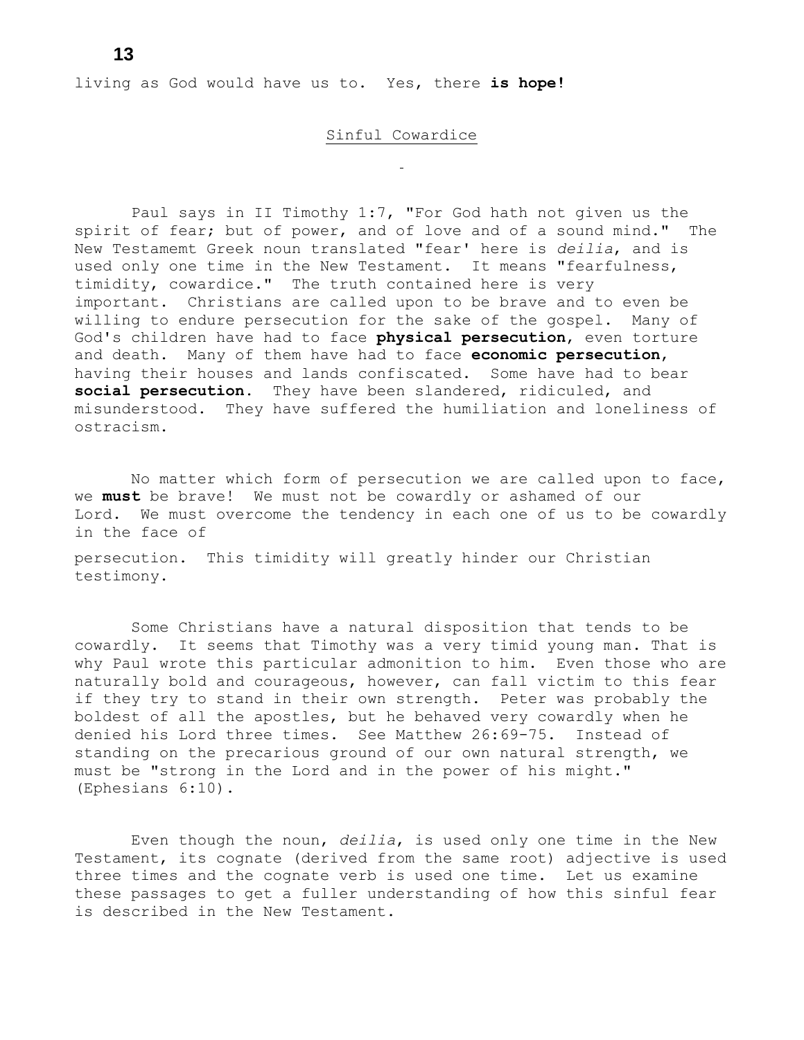living as God would have us to. Yes, there **is hope!**

## Sinful Cowardice

Paul says in II Timothy 1:7, "For God hath not given us the spirit of fear; but of power, and of love and of a sound mind." The New Testamemt Greek noun translated "fear' here is *deilia*, and is used only one time in the New Testament. It means "fearfulness, timidity, cowardice." The truth contained here is very important. Christians are called upon to be brave and to even be willing to endure persecution for the sake of the gospel. Many of God's children have had to face **physical persecution**, even torture and death. Many of them have had to face **economic persecution**, having their houses and lands confiscated. Some have had to bear **social persecution**. They have been slandered, ridiculed, and misunderstood. They have suffered the humiliation and loneliness of ostracism.

No matter which form of persecution we are called upon to face, we **must** be brave! We must not be cowardly or ashamed of our Lord. We must overcome the tendency in each one of us to be cowardly in the face of persecution. This timidity will greatly hinder our Christian testimony.

Some Christians have a natural disposition that tends to be cowardly. It seems that Timothy was a very timid young man. That is why Paul wrote this particular admonition to him. Even those who are naturally bold and courageous, however, can fall victim to this fear if they try to stand in their own strength. Peter was probably the boldest of all the apostles, but he behaved very cowardly when he denied his Lord three times. See Matthew 26:69-75. Instead of standing on the precarious ground of our own natural strength, we must be "strong in the Lord and in the power of his might." (Ephesians 6:10).

Even though the noun, *deilia*, is used only one time in the New Testament, its cognate (derived from the same root) adjective is used three times and the cognate verb is used one time. Let us examine these passages to get a fuller understanding of how this sinful fear is described in the New Testament.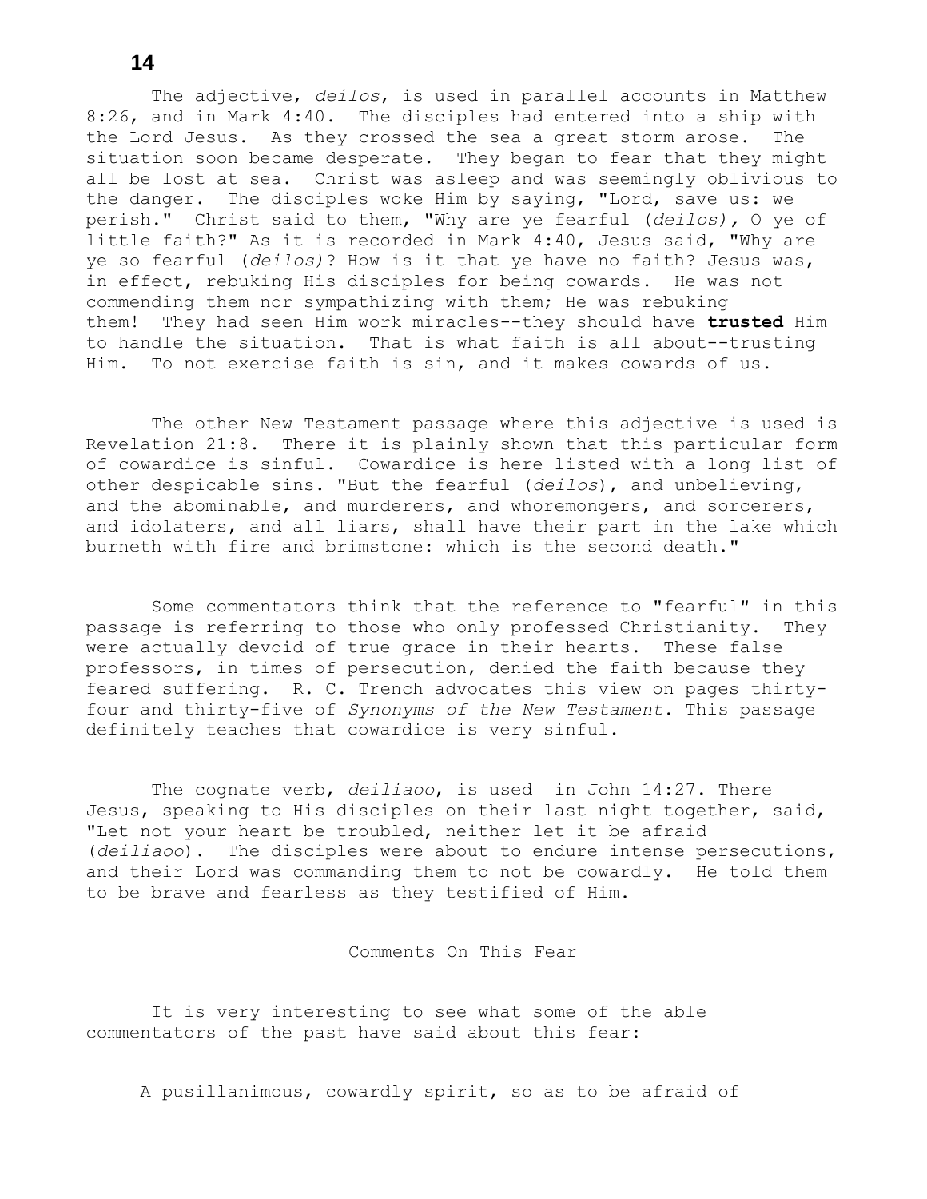The adjective, *deilos*, is used in parallel accounts in Matthew 8:26, and in Mark 4:40. The disciples had entered into a ship with the Lord Jesus. As they crossed the sea a great storm arose. The situation soon became desperate. They began to fear that they might all be lost at sea. Christ was asleep and was seemingly oblivious to the danger. The disciples woke Him by saying, "Lord, save us: we perish." Christ said to them, "Why are ye fearful (*deilos),* O ye of little faith?" As it is recorded in Mark 4:40, Jesus said, "Why are ye so fearful (*deilos)*? How is it that ye have no faith? Jesus was, in effect, rebuking His disciples for being cowards. He was not commending them nor sympathizing with them; He was rebuking them! They had seen Him work miracles--they should have **trusted** Him to handle the situation. That is what faith is all about--trusting Him. To not exercise faith is sin, and it makes cowards of us.

The other New Testament passage where this adjective is used is Revelation 21:8. There it is plainly shown that this particular form of cowardice is sinful. Cowardice is here listed with a long list of other despicable sins. "But the fearful (*deilos*), and unbelieving, and the abominable, and murderers, and whoremongers, and sorcerers, and idolaters, and all liars, shall have their part in the lake which burneth with fire and brimstone: which is the second death."

Some commentators think that the reference to "fearful" in this passage is referring to those who only professed Christianity. They were actually devoid of true grace in their hearts. These false professors, in times of persecution, denied the faith because they feared suffering. R. C. Trench advocates this view on pages thirty-four and thirty-five of *Synonyms of the New Testament*. This passage definitely teaches that cowardice is very sinful.

The cognate verb, *deiliaoo*, is used in John 14:27. There Jesus, speaking to His disciples on their last night together, said, "Let not your heart be troubled, neither let it be afraid (*deiliaoo*). The disciples were about to endure intense persecutions, and their Lord was commanding them to not be cowardly. He told them to be brave and fearless as they testified of Him.

## Comments On This Fear

It is very interesting to see what some of the able commentators of the past have said about this fear:

> A pusillanimous, cowardly spirit, so as to be afraid of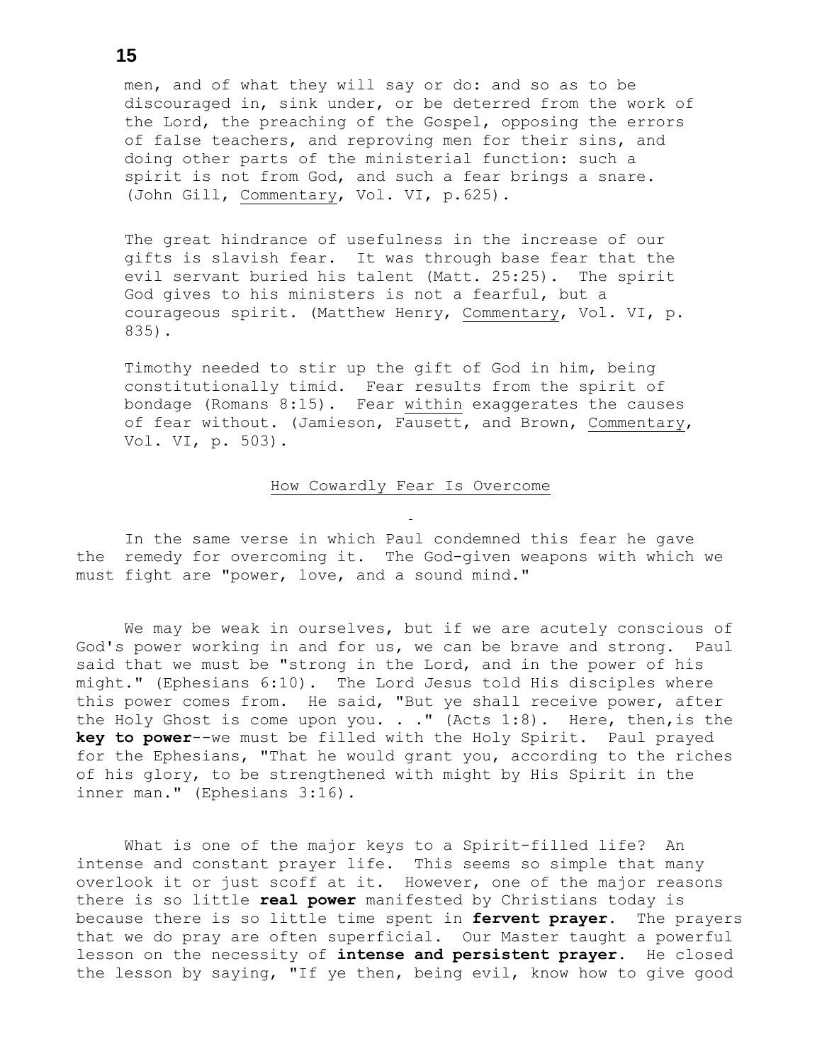> men, and of what they will say or do: and so as to be discouraged in, sink under, or be deterred from the work of the Lord, the preaching of the Gospel, opposing the errors of false teachers, and reproving men for their sins, and doing other parts of the ministerial function: such a spirit is not from God, and such a fear brings a snare. (John Gill, Commentary, Vol. VI, p.625).

> The great hindrance of usefulness in the increase of our gifts is slavish fear. It was through base fear that the evil servant buried his talent (Matt. 25:25). The spirit God gives to his ministers is not a fearful, but a courageous spirit. (Matthew Henry, Commentary, Vol. VI, p. 835).

> Timothy needed to stir up the gift of God in him, being constitutionally timid. Fear results from the spirit of bondage (Romans 8:15). Fear within exaggerates the causes of fear without. (Jamieson, Fausett, and Brown, Commentary, Vol. VI, p. 503).

## How Cowardly Fear Is Overcome

In the same verse in which Paul condemned this fear he gave the remedy for overcoming it. The God-given weapons with which we must fight are "power, love, and a sound mind."

We may be weak in ourselves, but if we are acutely conscious of God's power working in and for us, we can be brave and strong. Paul said that we must be "strong in the Lord, and in the power of his might." (Ephesians 6:10). The Lord Jesus told His disciples where this power comes from. He said, "But ye shall receive power, after the Holy Ghost is come upon you. . ." (Acts 1:8). Here, then,is the **key to power**--we must be filled with the Holy Spirit. Paul prayed for the Ephesians, "That he would grant you, according to the riches of his glory, to be strengthened with might by His Spirit in the inner man." (Ephesians 3:16).

What is one of the major keys to a Spirit-filled life? An intense and constant prayer life. This seems so simple that many overlook it or just scoff at it. However, one of the major reasons there is so little **real power** manifested by Christians today is because there is so little time spent in **fervent prayer**. The prayers that we do pray are often superficial. Our Master taught a powerful lesson on the necessity of **intense and persistent prayer**. He closed the lesson by saying, "If ye then, being evil, know how to give good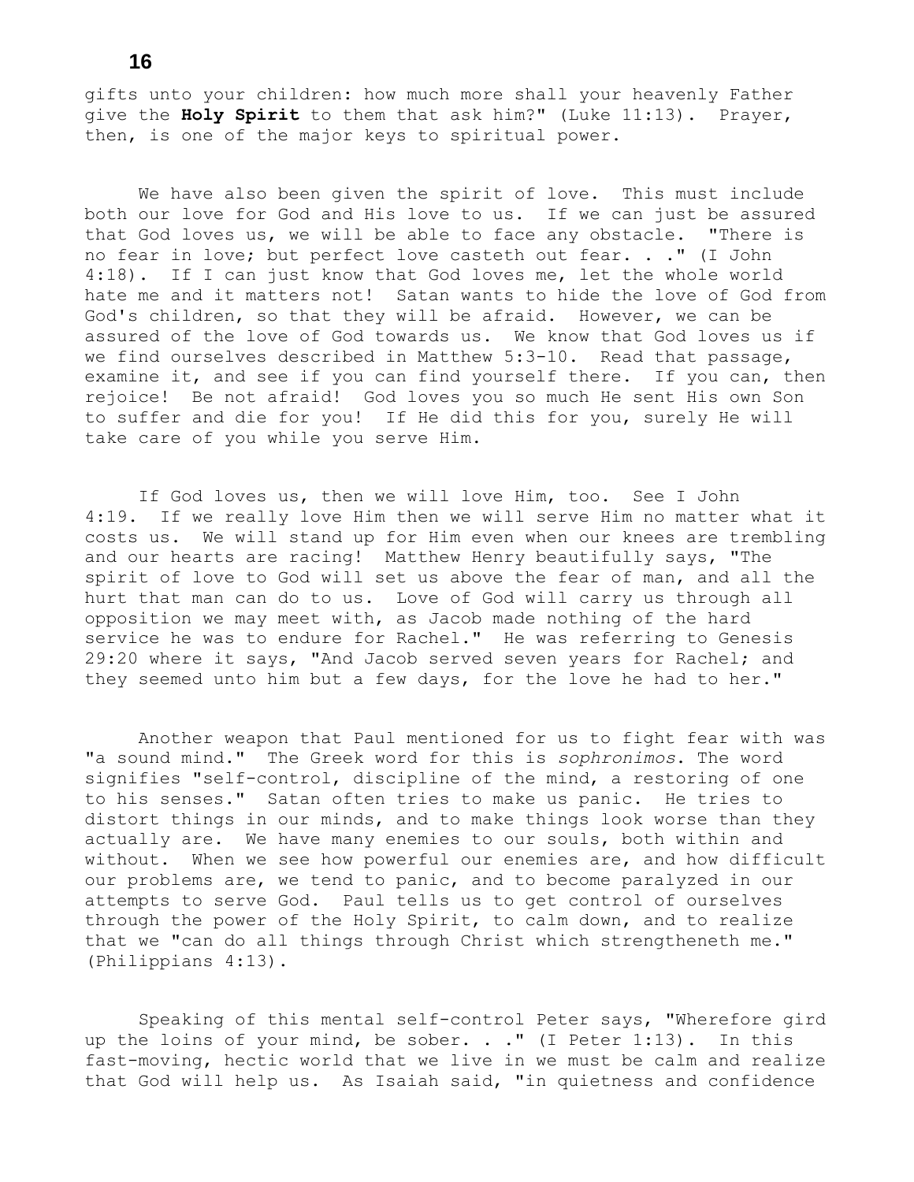gifts unto your children: how much more shall your heavenly Father give the **Holy Spirit** to them that ask him?" (Luke 11:13). Prayer, then, is one of the major keys to spiritual power.

We have also been given the spirit of love. This must include both our love for God and His love to us. If we can just be assured that God loves us, we will be able to face any obstacle. "There is no fear in love; but perfect love casteth out fear. . ." (I John 4:18). If I can just know that God loves me, let the whole world hate me and it matters not! Satan wants to hide the love of God from God's children, so that they will be afraid. However, we can be assured of the love of God towards us. We know that God loves us if we find ourselves described in Matthew 5:3-10. Read that passage, examine it, and see if you can find yourself there. If you can, then rejoice! Be not afraid! God loves you so much He sent His own Son to suffer and die for you! If He did this for you, surely He will take care of you while you serve Him.

If God loves us, then we will love Him, too. See I John 4:19. If we really love Him then we will serve Him no matter what it costs us. We will stand up for Him even when our knees are trembling and our hearts are racing! Matthew Henry beautifully says, "The spirit of love to God will set us above the fear of man, and all the hurt that man can do to us. Love of God will carry us through all opposition we may meet with, as Jacob made nothing of the hard service he was to endure for Rachel." He was referring to Genesis 29:20 where it says, "And Jacob served seven years for Rachel; and they seemed unto him but a few days, for the love he had to her."

Another weapon that Paul mentioned for us to fight fear with was "a sound mind." The Greek word for this is *sophronimos*. The word signifies "self-control, discipline of the mind, a restoring of one to his senses." Satan often tries to make us panic. He tries to distort things in our minds, and to make things look worse than they actually are. We have many enemies to our souls, both within and without. When we see how powerful our enemies are, and how difficult our problems are, we tend to panic, and to become paralyzed in our attempts to serve God. Paul tells us to get control of ourselves through the power of the Holy Spirit, to calm down, and to realize that we "can do all things through Christ which strengtheneth me." (Philippians 4:13).

Speaking of this mental self-control Peter says, "Wherefore gird up the loins of your mind, be sober. . ." (I Peter 1:13). In this fast-moving, hectic world that we live in we must be calm and realize that God will help us. As Isaiah said, "in quietness and confidence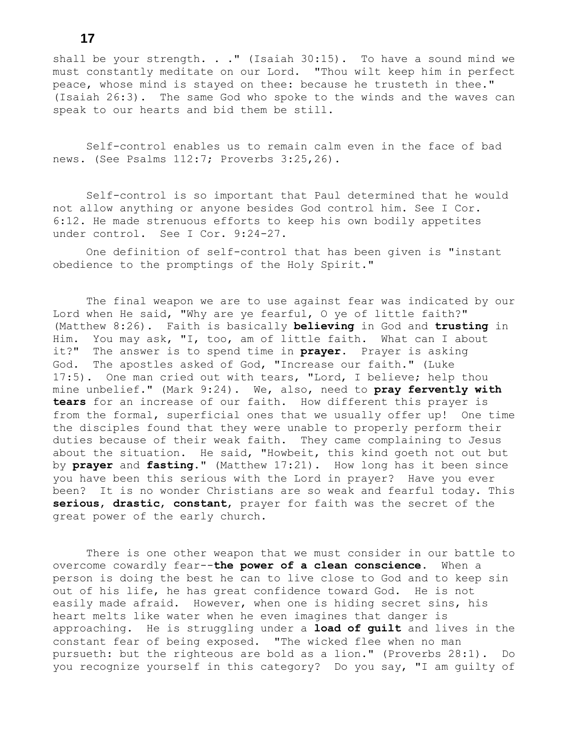shall be your strength. . ." (Isaiah 30:15). To have a sound mind we must constantly meditate on our Lord. "Thou wilt keep him in perfect peace, whose mind is stayed on thee: because he trusteth in thee." (Isaiah 26:3). The same God who spoke to the winds and the waves can speak to our hearts and bid them be still.

Self-control enables us to remain calm even in the face of bad news. (See Psalms 112:7; Proverbs 3:25,26).

Self-control is so important that Paul determined that he would not allow anything or anyone besides God control him. See I Cor. 6:12. He made strenuous efforts to keep his own bodily appetites under control. See I Cor. 9:24-27.

One definition of self-control that has been given is "instant obedience to the promptings of the Holy Spirit."

The final weapon we are to use against fear was indicated by our Lord when He said, "Why are ye fearful, O ye of little faith?" (Matthew 8:26). Faith is basically **believing** in God and **trusting** in Him. You may ask, "I, too, am of little faith. What can I about it?" The answer is to spend time in **prayer**. Prayer is asking God. The apostles asked of God, "Increase our faith." (Luke 17:5). One man cried out with tears, "Lord, I believe; help thou mine unbelief." (Mark 9:24). We, also, need to **pray fervently with tears** for an increase of our faith. How different this prayer is from the formal, superficial ones that we usually offer up! One time the disciples found that they were unable to properly perform their duties because of their weak faith. They came complaining to Jesus about the situation. He said, "Howbeit, this kind goeth not out but by **prayer** and **fasting**." (Matthew 17:21). How long has it been since you have been this serious with the Lord in prayer? Have you ever been? It is no wonder Christians are so weak and fearful today. This **serious**, **drastic**, **constant**, prayer for faith was the secret of the great power of the early church.

There is one other weapon that we must consider in our battle to overcome cowardly fear--**the power of a clean conscience**. When a person is doing the best he can to live close to God and to keep sin out of his life, he has great confidence toward God. He is not easily made afraid. However, when one is hiding secret sins, his heart melts like water when he even imagines that danger is approaching. He is struggling under a **load of guilt** and lives in the constant fear of being exposed. "The wicked flee when no man pursueth: but the righteous are bold as a lion." (Proverbs 28:1). Do you recognize yourself in this category? Do you say, "I am guilty of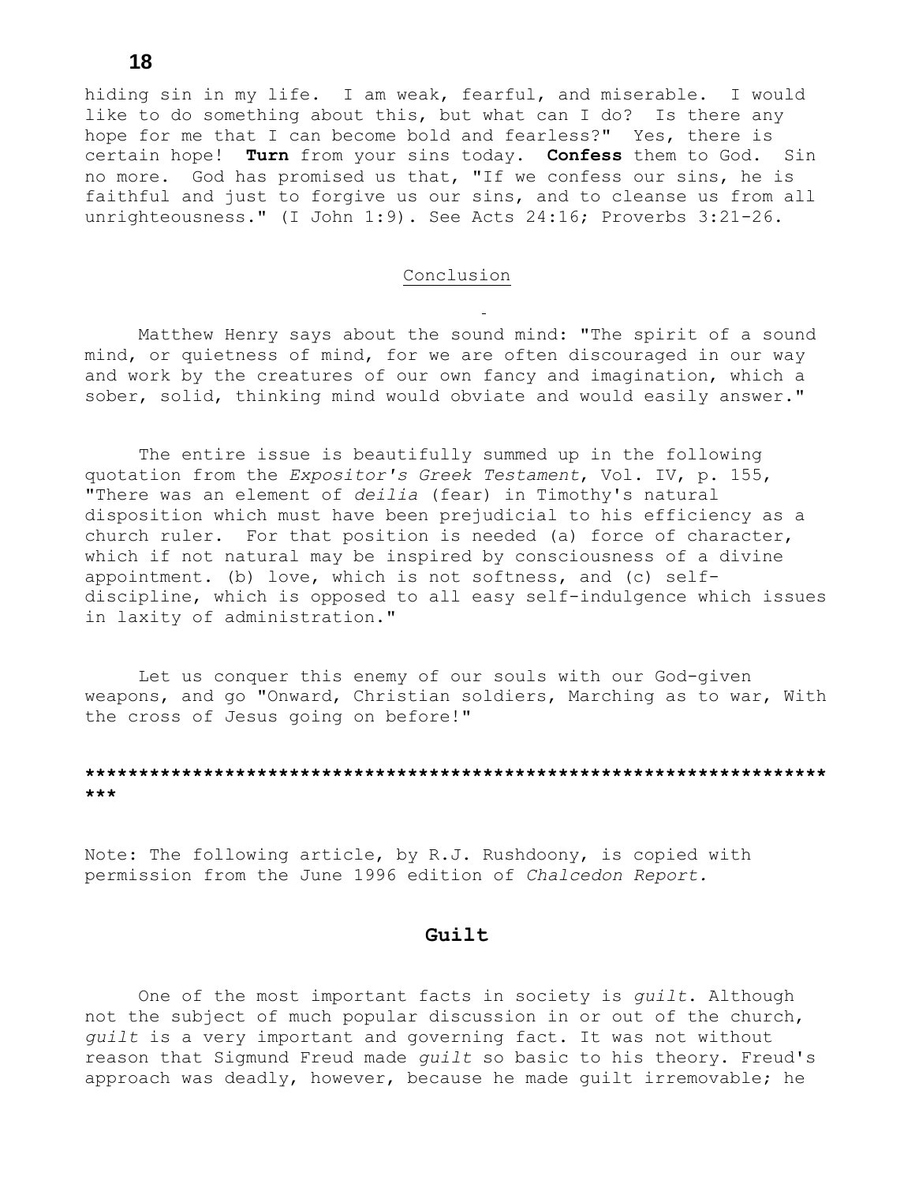hiding sin in my life. I am weak, fearful, and miserable. I would like to do something about this, but what can I do? Is there any hope for me that I can become bold and fearless?" Yes, there is certain hope! **Turn** from your sins today. **Confess** them to God. Sin no more. God has promised us that, "If we confess our sins, he is faithful and just to forgive us our sins, and to cleanse us from all unrighteousness." (I John 1:9). See Acts 24:16; Proverbs 3:21-26.

## Conclusion

Matthew Henry says about the sound mind: "The spirit of a sound mind, or quietness of mind, for we are often discouraged in our way and work by the creatures of our own fancy and imagination, which a sober, solid, thinking mind would obviate and would easily answer."

The entire issue is beautifully summed up in the following quotation from the *Expositor's Greek Testament*, Vol. IV, p. 155, "There was an element of *deilia* (fear) in Timothy's natural disposition which must have been prejudicial to his efficiency as a church ruler. For that position is needed (a) force of character, which if not natural may be inspired by consciousness of a divine appointment. (b) love, which is not softness, and (c) self-discipline, which is opposed to all easy self-indulgence which issues in laxity of administration."

Let us conquer this enemy of our souls with our God-given weapons, and go "Onward, Christian soldiers, Marching as to war, With the cross of Jesus going on before!"

**\*\*\*\*\*\*\*\*\*\*\*\*\*\*\*\*\*\*\*\*\*\*\*\*\*\*\*\*\*\*\*\*\*\*\*\*\*\*\*\*\*\*\*\*\*\*\*\*\*\*\*\*\*\*\*\*\*\*\*\*\*\*\*\*\*\*\*\*\*\*\***

Note: The following article, by R.J. Rushdoony, is copied with permission from the June 1996 edition of *Chalcedon Report.*

## Guilt

One of the most important facts in society is *guilt*. Although not the subject of much popular discussion in or out of the church, *guilt* is a very important and governing fact. It was not without reason that Sigmund Freud made *guilt* so basic to his theory. Freud's approach was deadly, however, because he made guilt irremovable; he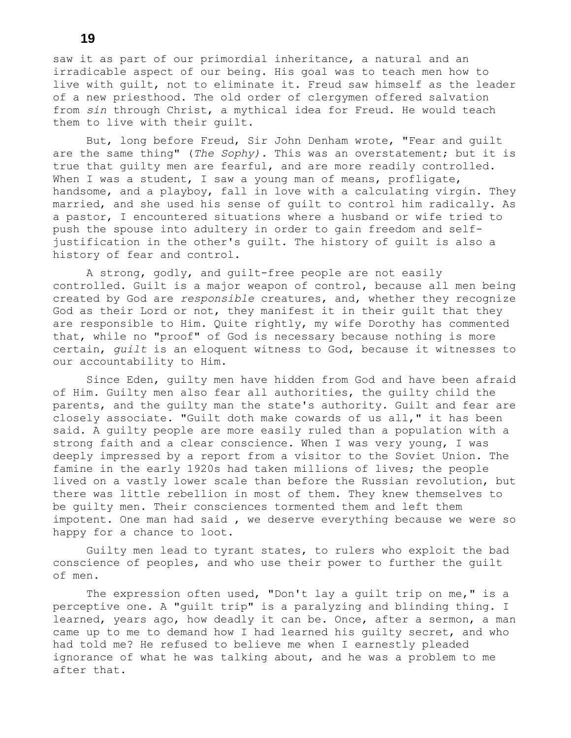saw it as part of our primordial inheritance, a natural and an irradicable aspect of our being. His goal was to teach men how to live with guilt, not to eliminate it. Freud saw himself as the leader of a new priesthood. The old order of clergymen offered salvation from *sin* through Christ, a mythical idea for Freud. He would teach them to live with their guilt.

But, long before Freud, Sir John Denham wrote, "Fear and guilt are the same thing" (*The Sophy).* This was an overstatement; but it is true that guilty men are fearful, and are more readily controlled. When I was a student, I saw a young man of means, profligate, handsome, and a playboy, fall in love with a calculating virgin. They married, and she used his sense of guilt to control him radically. As a pastor, I encountered situations where a husband or wife tried to push the spouse into adultery in order to gain freedom and self-justification in the other's guilt. The history of guilt is also a history of fear and control.

A strong, godly, and guilt-free people are not easily controlled. Guilt is a major weapon of control, because all men being created by God are *responsible* creatures, and, whether they recognize God as their Lord or not, they manifest it in their guilt that they are responsible to Him. Quite rightly, my wife Dorothy has commented that, while no "proof" of God is necessary because nothing is more certain, *guilt* is an eloquent witness to God, because it witnesses to our accountability to Him.

Since Eden, guilty men have hidden from God and have been afraid of Him. Guilty men also fear all authorities, the guilty child the parents, and the guilty man the state's authority. Guilt and fear are closely associate. "Guilt doth make cowards of us all," it has been said. A guilty people are more easily ruled than a population with a strong faith and a clear conscience. When I was very young, I was deeply impressed by a report from a visitor to the Soviet Union. The famine in the early 1920s had taken millions of lives; the people lived on a vastly lower scale than before the Russian revolution, but there was little rebellion in most of them. They knew themselves to be guilty men. Their consciences tormented them and left them impotent. One man had said , we deserve everything because we were so happy for a chance to loot.

Guilty men lead to tyrant states, to rulers who exploit the bad conscience of peoples, and who use their power to further the guilt of men.

The expression often used, "Don't lay a guilt trip on me," is a perceptive one. A "guilt trip" is a paralyzing and blinding thing. I learned, years ago, how deadly it can be. Once, after a sermon, a man came up to me to demand how I had learned his guilty secret, and who had told me? He refused to believe me when I earnestly pleaded ignorance of what he was talking about, and he was a problem to me after that.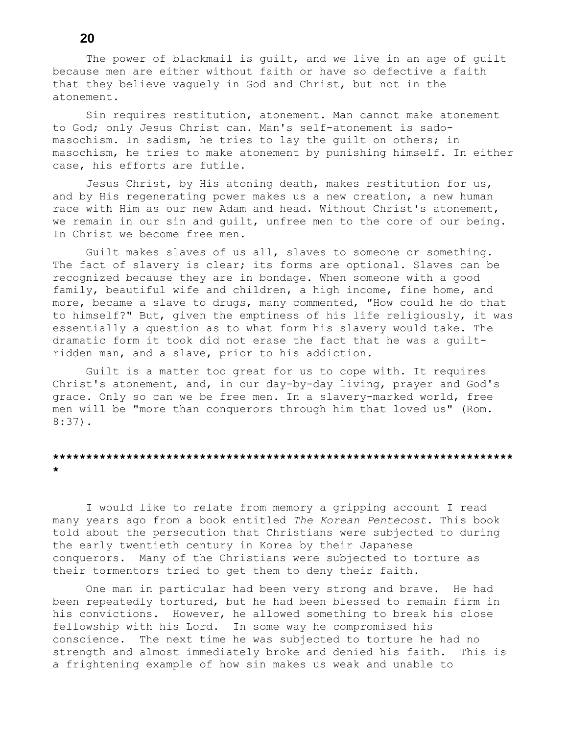The power of blackmail is guilt, and we live in an age of guilt because men are either without faith or have so defective a faith that they believe vaguely in God and Christ, but not in the atonement.

Sin requires restitution, atonement. Man cannot make atonement to God; only Jesus Christ can. Man's self-atonement is sado-masochism. In sadism, he tries to lay the guilt on others; in masochism, he tries to make atonement by punishing himself. In either case, his efforts are futile.

Jesus Christ, by His atoning death, makes restitution for us, and by His regenerating power makes us a new creation, a new human race with Him as our new Adam and head. Without Christ's atonement, we remain in our sin and guilt, unfree men to the core of our being. In Christ we become free men.

Guilt makes slaves of us all, slaves to someone or something. The fact of slavery is clear; its forms are optional. Slaves can be recognized because they are in bondage. When someone with a good family, beautiful wife and children, a high income, fine home, and more, became a slave to drugs, many commented, "How could he do that to himself?" But, given the emptiness of his life religiously, it was essentially a question as to what form his slavery would take. The dramatic form it took did not erase the fact that he was a guilt-ridden man, and a slave, prior to his addiction.

Guilt is a matter too great for us to cope with. It requires Christ's atonement, and, in our day-by-day living, prayer and God's grace. Only so can we be free men. In a slavery-marked world, free men will be "more than conquerors through him that loved us" (Rom. 8:37).

*********************************************************************

I would like to relate from memory a gripping account I read many years ago from a book entitled *The Korean Pentecost*. This book told about the persecution that Christians were subjected to during the early twentieth century in Korea by their Japanese conquerors. Many of the Christians were subjected to torture as their tormentors tried to get them to deny their faith.

One man in particular had been very strong and brave. He had been repeatedly tortured, but he had been blessed to remain firm in his convictions. However, he allowed something to break his close fellowship with his Lord. In some way he compromised his conscience. The next time he was subjected to torture he had no strength and almost immediately broke and denied his faith. This is a frightening example of how sin makes us weak and unable to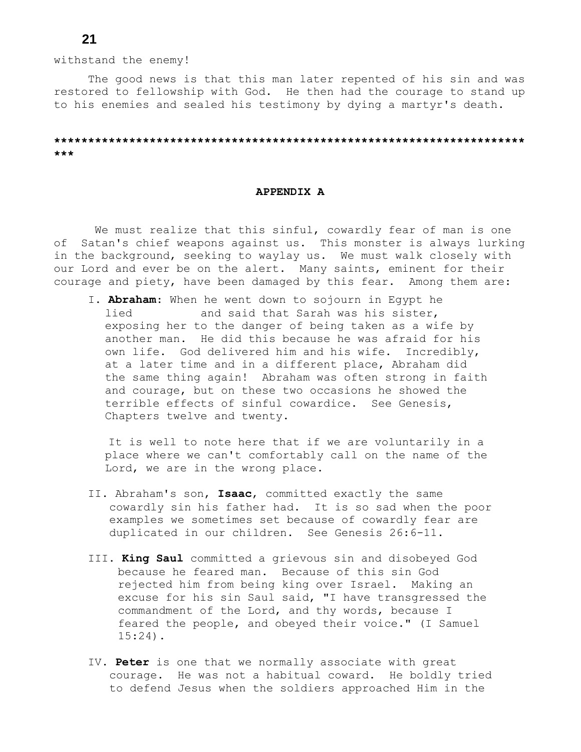withstand the enemy!

The good news is that this man later repented of his sin and was restored to fellowship with God. He then had the courage to stand up to his enemies and sealed his testimony by dying a martyr's death.

*********************************************************************

## APPENDIX A

We must realize that this sinful, cowardly fear of man is one of Satan's chief weapons against us. This monster is always lurking in the background, seeking to waylay us. We must walk closely with our Lord and ever be on the alert. Many saints, eminent for their courage and piety, have been damaged by this fear. Among them are:

I. **Abraham**: When he went down to sojourn in Egypt he lied and said that Sarah was his sister, exposing her to the danger of being taken as a wife by another man. He did this because he was afraid for his own life. God delivered him and his wife. Incredibly, at a later time and in a different place, Abraham did the same thing again! Abraham was often strong in faith and courage, but on these two occasions he showed the terrible effects of sinful cowardice. See Genesis, Chapters twelve and twenty.

It is well to note here that if we are voluntarily in a place where we can't comfortably call on the name of the Lord, we are in the wrong place.

II. Abraham's son, **Isaac**, committed exactly the same cowardly sin his father had. It is so sad when the poor examples we sometimes set because of cowardly fear are duplicated in our children. See Genesis 26:6-11.

III. **King Saul** committed a grievous sin and disobeyed God because he feared man. Because of this sin God rejected him from being king over Israel. Making an excuse for his sin Saul said, "I have transgressed the commandment of the Lord, and thy words, because I feared the people, and obeyed their voice." (I Samuel 15:24).

IV. **Peter** is one that we normally associate with great courage. He was not a habitual coward. He boldly tried to defend Jesus when the soldiers approached Him in the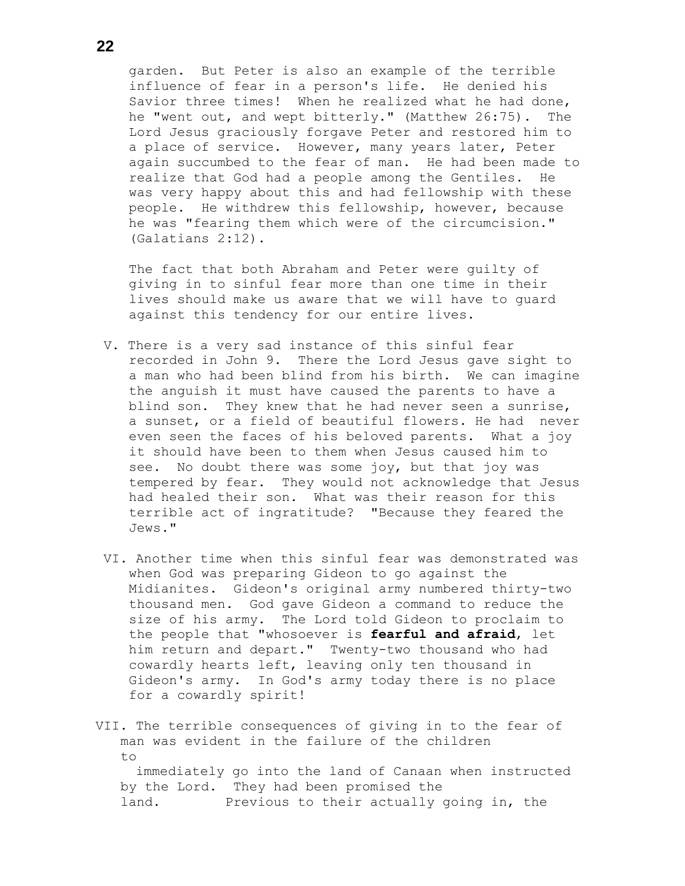garden. But Peter is also an example of the terrible influence of fear in a person's life. He denied his Savior three times! When he realized what he had done, he "went out, and wept bitterly." (Matthew 26:75). The Lord Jesus graciously forgave Peter and restored him to a place of service. However, many years later, Peter again succumbed to the fear of man. He had been made to realize that God had a people among the Gentiles. He was very happy about this and had fellowship with these people. He withdrew this fellowship, however, because he was "fearing them which were of the circumcision." (Galatians 2:12).

The fact that both Abraham and Peter were guilty of giving in to sinful fear more than one time in their lives should make us aware that we will have to guard against this tendency for our entire lives.

V. There is a very sad instance of this sinful fear recorded in John 9. There the Lord Jesus gave sight to a man who had been blind from his birth. We can imagine the anguish it must have caused the parents to have a blind son. They knew that he had never seen a sunrise, a sunset, or a field of beautiful flowers. He had never even seen the faces of his beloved parents. What a joy it should have been to them when Jesus caused him to see. No doubt there was some joy, but that joy was tempered by fear. They would not acknowledge that Jesus had healed their son. What was their reason for this terrible act of ingratitude? "Because they feared the Jews."

VI. Another time when this sinful fear was demonstrated was when God was preparing Gideon to go against the Midianites. Gideon's original army numbered thirty-two thousand men. God gave Gideon a command to reduce the size of his army. The Lord told Gideon to proclaim to the people that "whosoever is **fearful and afraid**, let him return and depart." Twenty-two thousand who had cowardly hearts left, leaving only ten thousand in Gideon's army. In God's army today there is no place for a cowardly spirit!

VII. The terrible consequences of giving in to the fear of man was evident in the failure of the children to immediately go into the land of Canaan when instructed by the Lord. They had been promised the land. Previous to their actually going in, the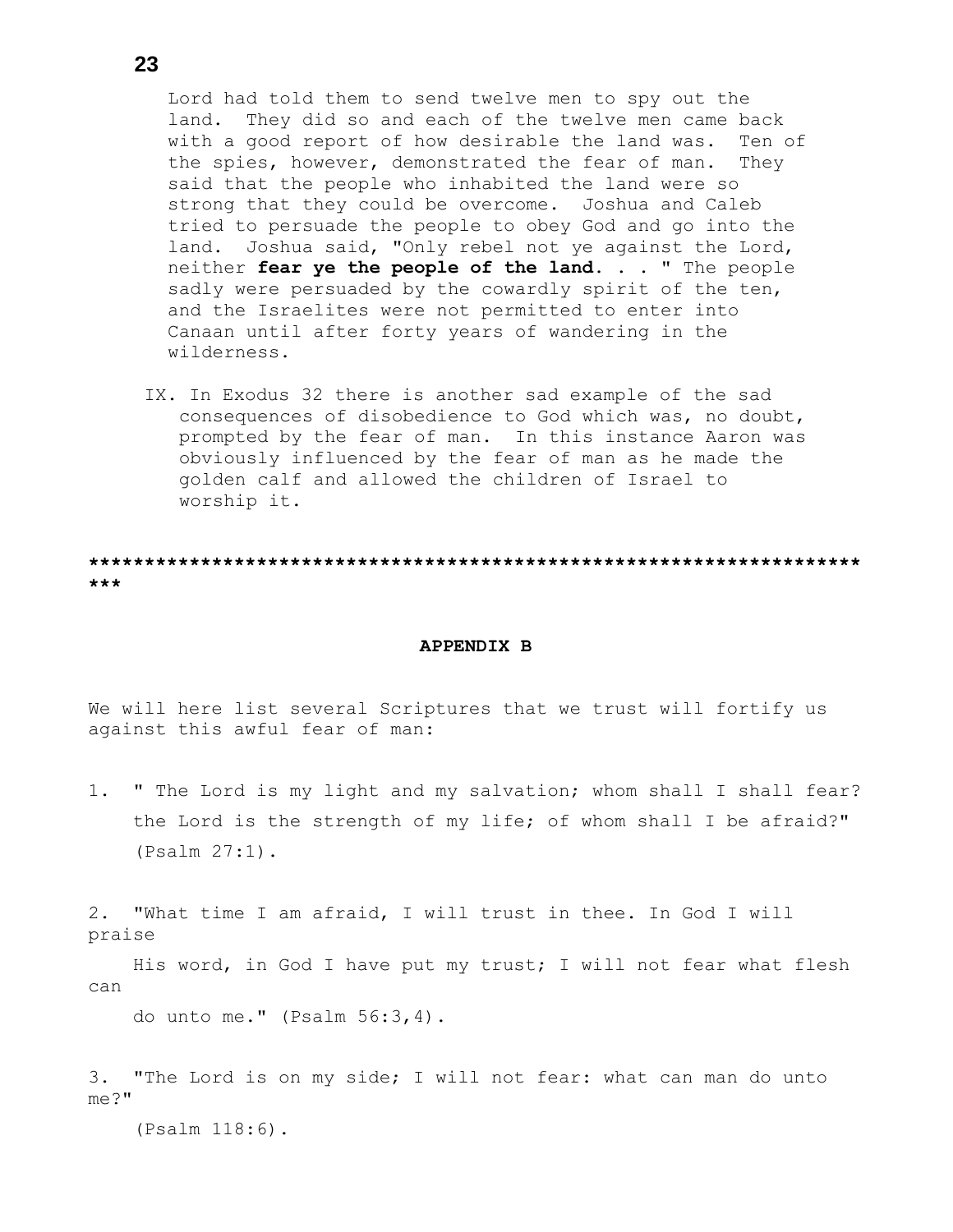Lord had told them to send twelve men to spy out the land. They did so and each of the twelve men came back with a good report of how desirable the land was. Ten of the spies, however, demonstrated the fear of man. They said that the people who inhabited the land were so strong that they could be overcome. Joshua and Caleb tried to persuade the people to obey God and go into the land. Joshua said, "Only rebel not ye against the Lord, neither **fear ye the people of the land. . .** " The people sadly were persuaded by the cowardly spirit of the ten, and the Israelites were not permitted to enter into Canaan until after forty years of wandering in the wilderness.

IX. In Exodus 32 there is another sad example of the sad consequences of disobedience to God which was, no doubt, prompted by the fear of man. In this instance Aaron was obviously influenced by the fear of man as he made the golden calf and allowed the children of Israel to worship it.

***********************************************************************

## APPENDIX B

We will here list several Scriptures that we trust will fortify us against this awful fear of man:

1. " The Lord is my light and my salvation; whom shall I shall fear? the Lord is the strength of my life; of whom shall I be afraid?" (Psalm 27:1).

2. "What time I am afraid, I will trust in thee. In God I will praise His word, in God I have put my trust; I will not fear what flesh can do unto me." (Psalm 56:3,4).

3. "The Lord is on my side; I will not fear: what can man do unto me?" (Psalm 118:6).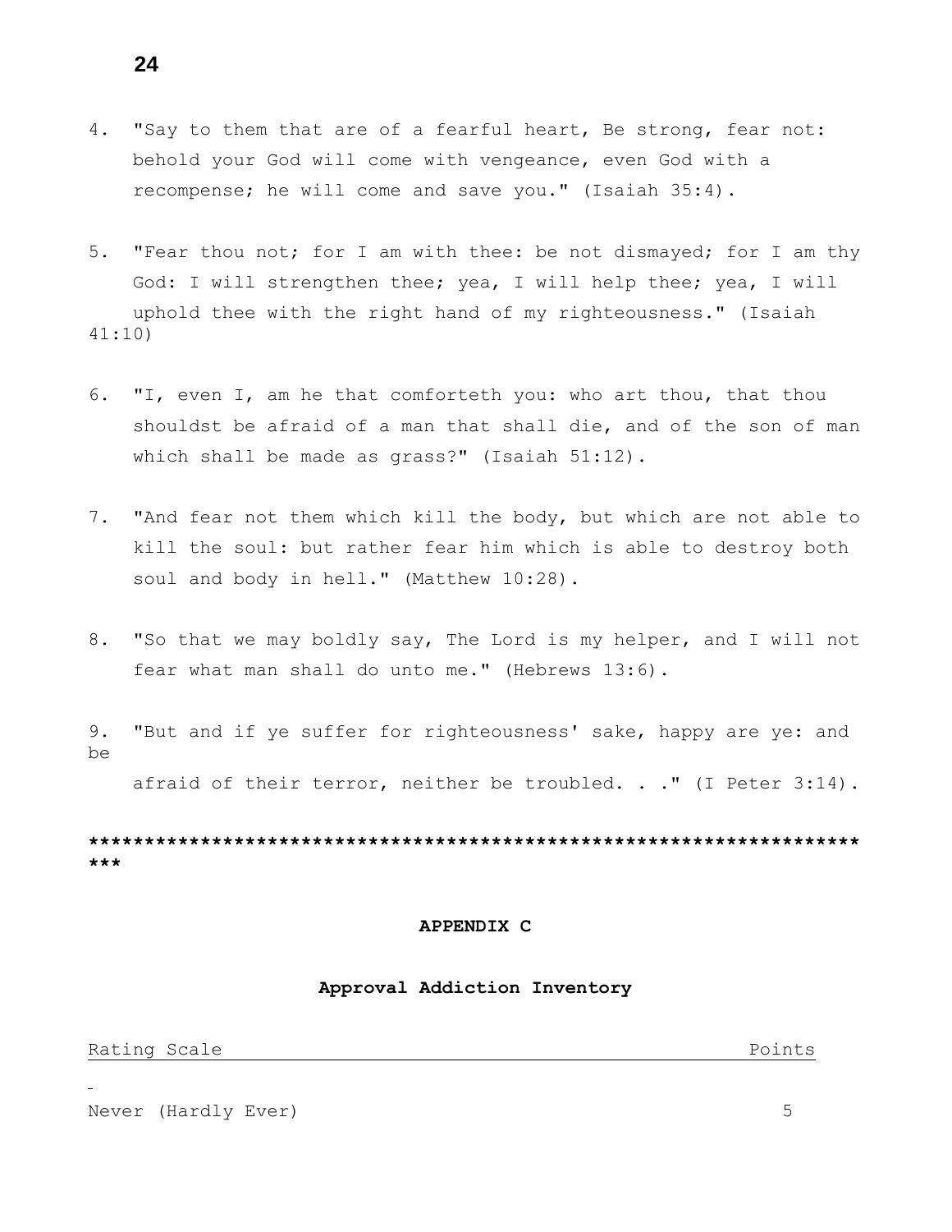4. "Say to them that are of a fearful heart, Be strong, fear not: behold your God will come with vengeance, even God with a recompense; he will come and save you." (Isaiah 35:4).

5. "Fear thou not; for I am with thee: be not dismayed; for I am thy God: I will strengthen thee; yea, I will help thee; yea, I will uphold thee with the right hand of my righteousness." (Isaiah 41:10)

6. "I, even I, am he that comforteth you: who art thou, that thou shouldst be afraid of a man that shall die, and of the son of man which shall be made as grass?" (Isaiah 51:12).

7. "And fear not them which kill the body, but which are not able to kill the soul: but rather fear him which is able to destroy both soul and body in hell." (Matthew 10:28).

8. "So that we may boldly say, The Lord is my helper, and I will not fear what man shall do unto me." (Hebrews 13:6).

9. "But and if ye suffer for righteousness' sake, happy are ye: and be afraid of their terror, neither be troubled. . ." (I Peter 3:14).

**************************************************************************

**APPENDIX C**

**Approval Addiction Inventory**

| Rating Scale | Points |
|---|---|
| Never (Hardly Ever) | 5 |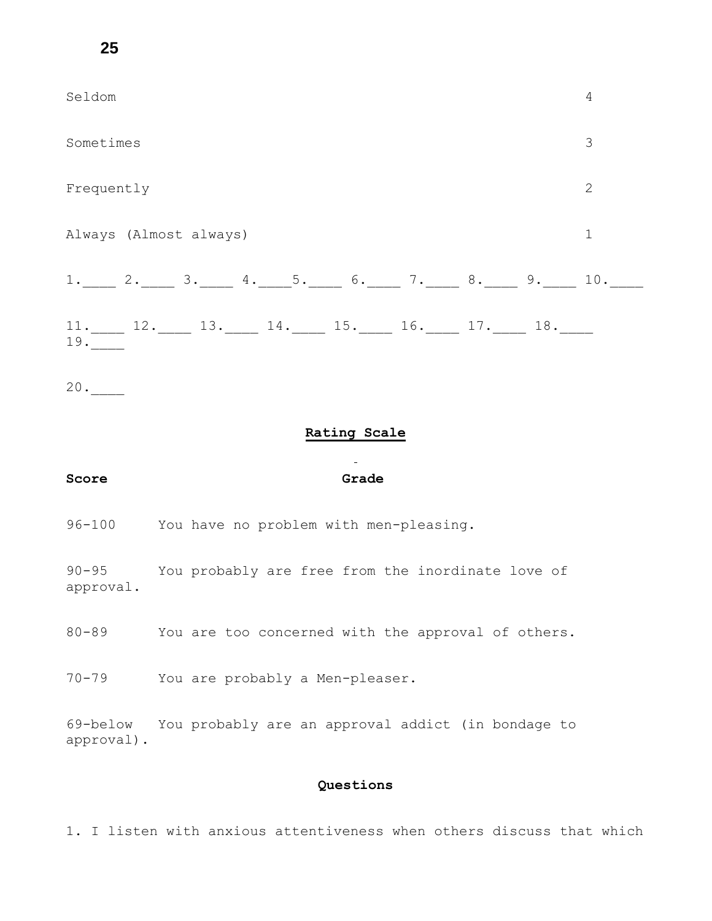Seldom 4

Sometimes 3

Frequently 2

Always (Almost always) 1

1.____ 2.____ 3.____ 4.____5.____ 6.____ 7.____ 8.____ 9.____ 10.____

11.____ 12.____ 13.____ 14.____ 15.____ 16.____ 17.____ 18.____ 19.____

20.____

**Rating Scale**

| **Score** | **Grade** |
|---|---|
| 96-100 | You have no problem with men-pleasing. |
| 90-95 | You probably are free from the inordinate love of approval. |
| 80-89 | You are too concerned with the approval of others. |
| 70-79 | You are probably a Men-pleaser. |
| 69-below | You probably are an approval addict (in bondage to approval). |

**Questions**

1. I listen with anxious attentiveness when others discuss that which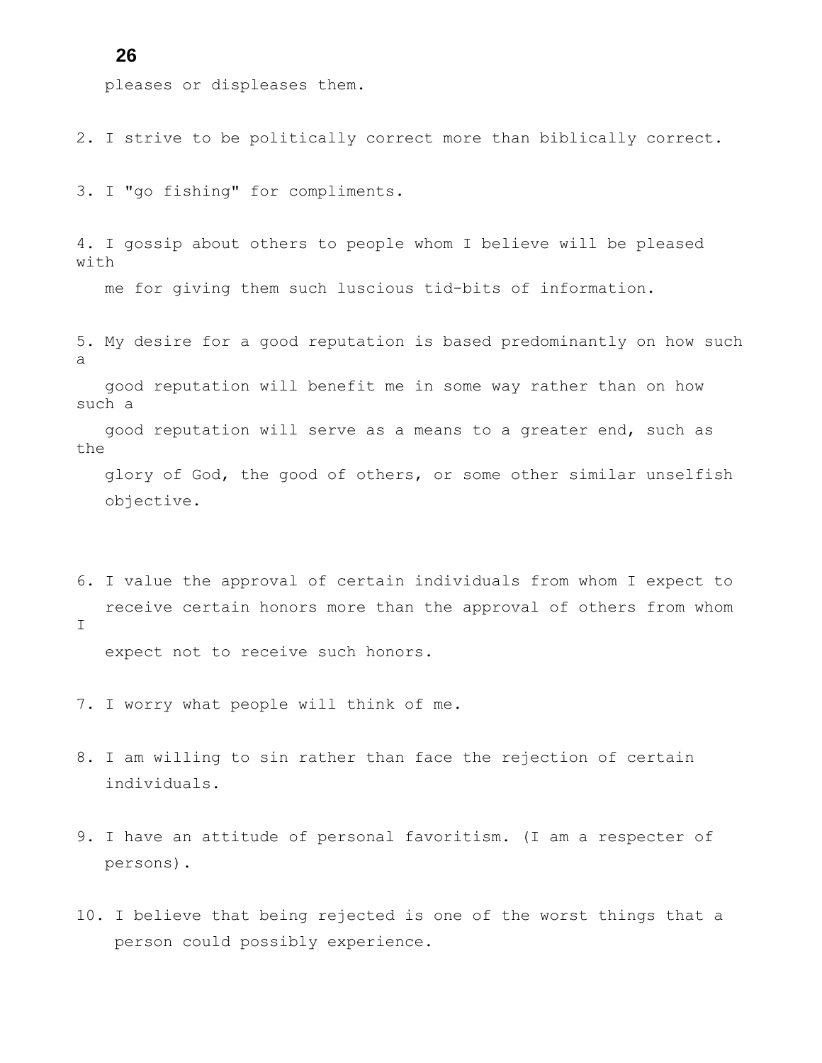pleases or displeases them.

2. I strive to be politically correct more than biblically correct.

3. I "go fishing" for compliments.

4. I gossip about others to people whom I believe will be pleased with me for giving them such luscious tid-bits of information.

5. My desire for a good reputation is based predominantly on how such a good reputation will benefit me in some way rather than on how such a good reputation will serve as a means to a greater end, such as the glory of God, the good of others, or some other similar unselfish objective.

6. I value the approval of certain individuals from whom I expect to receive certain honors more than the approval of others from whom I expect not to receive such honors.

7. I worry what people will think of me.

8. I am willing to sin rather than face the rejection of certain individuals.

9. I have an attitude of personal favoritism. (I am a respecter of persons).

10. I believe that being rejected is one of the worst things that a person could possibly experience.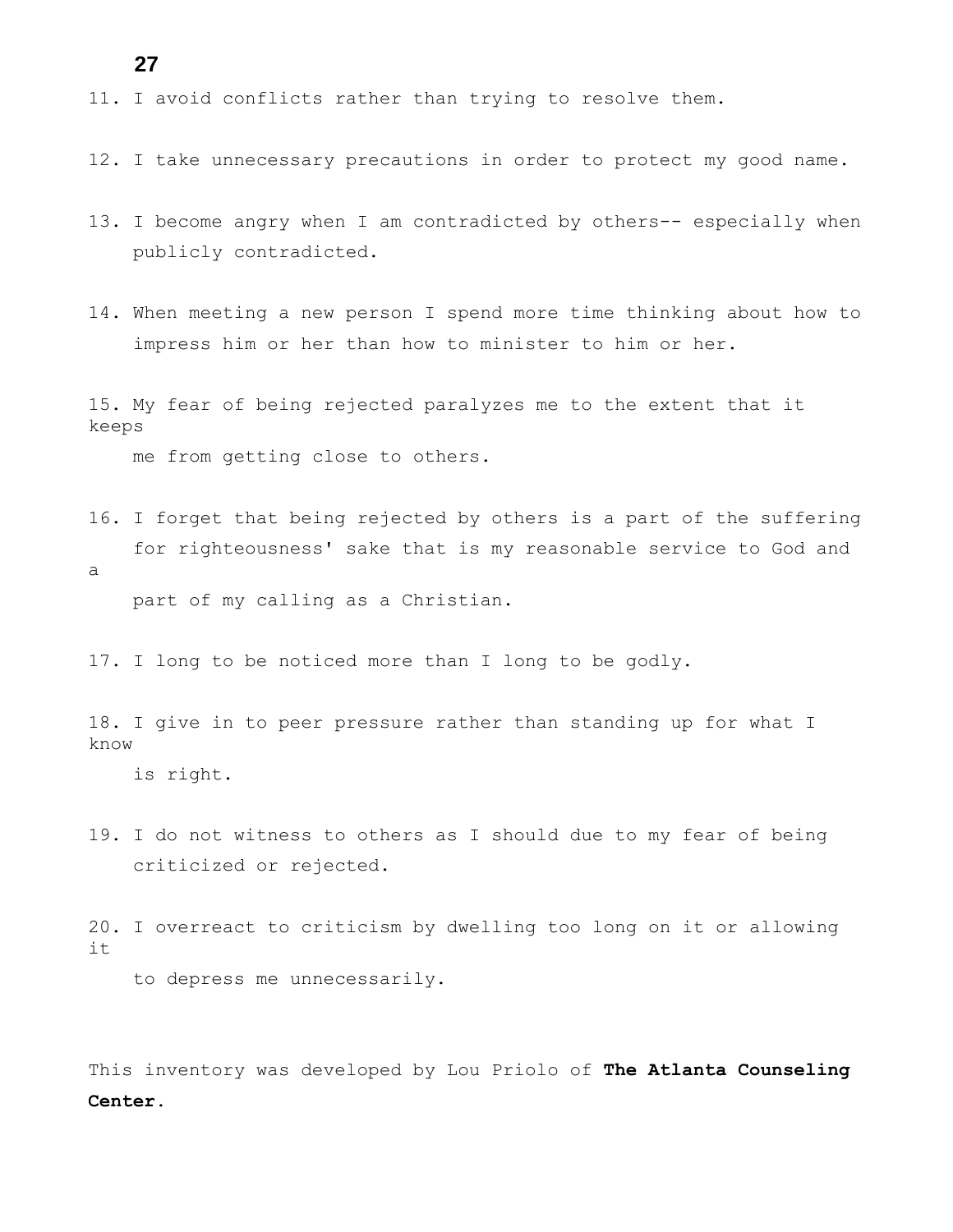11. I avoid conflicts rather than trying to resolve them.

12. I take unnecessary precautions in order to protect my good name.

13. I become angry when I am contradicted by others-- especially when publicly contradicted.

14. When meeting a new person I spend more time thinking about how to impress him or her than how to minister to him or her.

15. My fear of being rejected paralyzes me to the extent that it keeps me from getting close to others.

16. I forget that being rejected by others is a part of the suffering for righteousness' sake that is my reasonable service to God and a part of my calling as a Christian.

17. I long to be noticed more than I long to be godly.

18. I give in to peer pressure rather than standing up for what I know is right.

19. I do not witness to others as I should due to my fear of being criticized or rejected.

20. I overreact to criticism by dwelling too long on it or allowing it to depress me unnecessarily.

This inventory was developed by Lou Priolo of **The Atlanta Counseling Center**.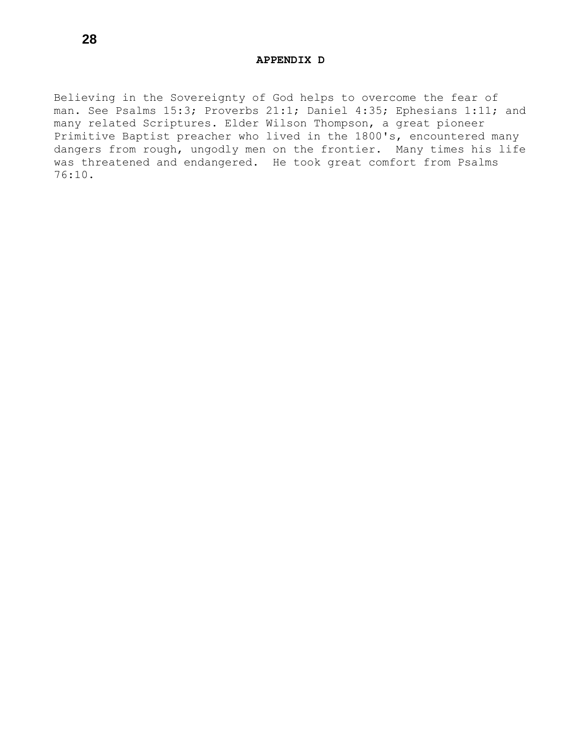## APPENDIX D

Believing in the Sovereignty of God helps to overcome the fear of man. See Psalms 15:3; Proverbs 21:1; Daniel 4:35; Ephesians 1:11; and many related Scriptures. Elder Wilson Thompson, a great pioneer Primitive Baptist preacher who lived in the 1800's, encountered many dangers from rough, ungodly men on the frontier. Many times his life was threatened and endangered. He took great comfort from Psalms 76:10.